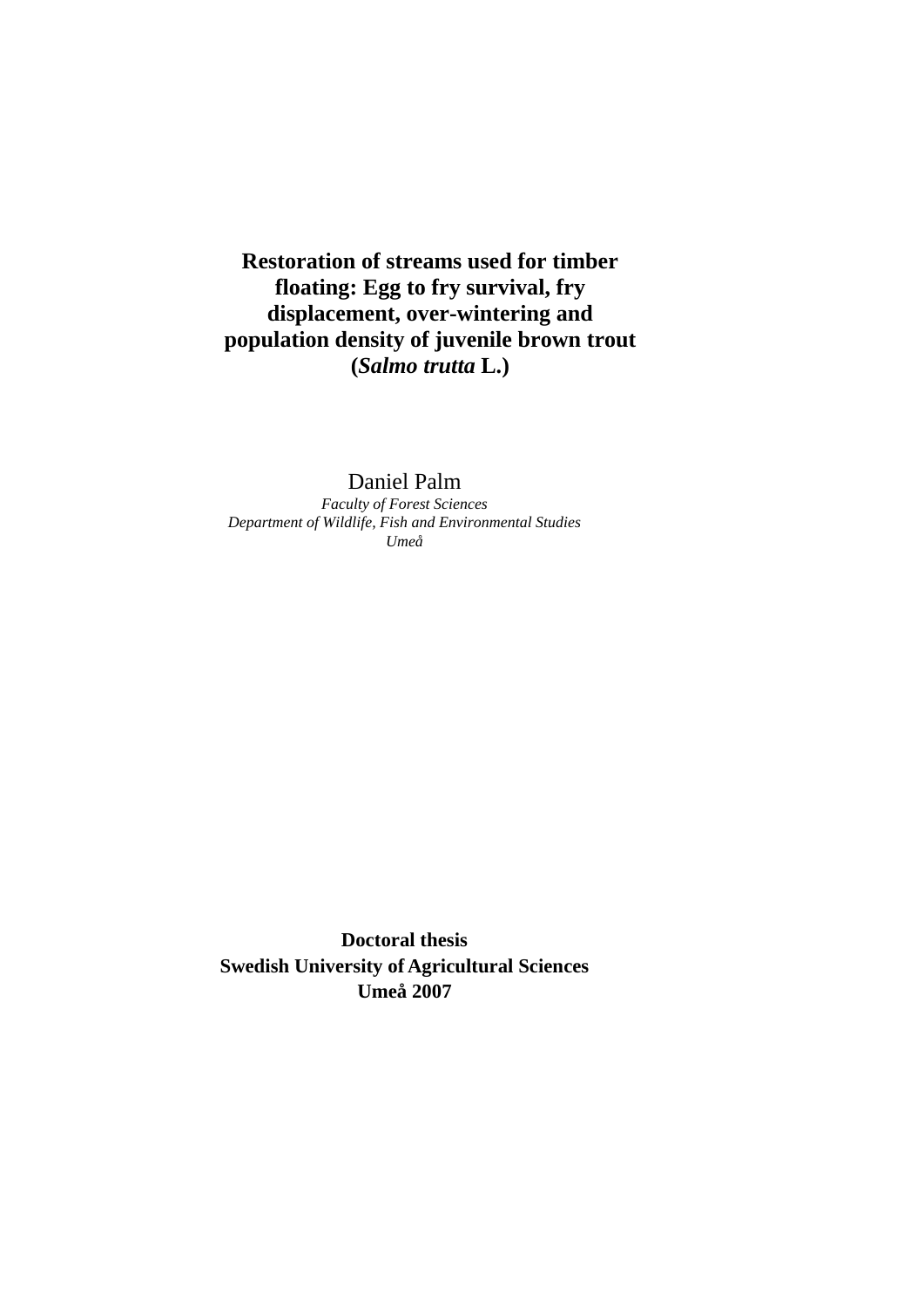# Restoration of streams used for timber floating: Egg to fry survival, fry displacement, over-wintering and population density of juvenile brown trout (*Salmo trutta* L.)

Daniel Palm

*Faculty of Forest Sciences*
*Department of Wildlife, Fish and Environmental Studies*
*Umeå*

**Doctoral thesis**
**Swedish University of Agricultural Sciences**
**Umeå 2007**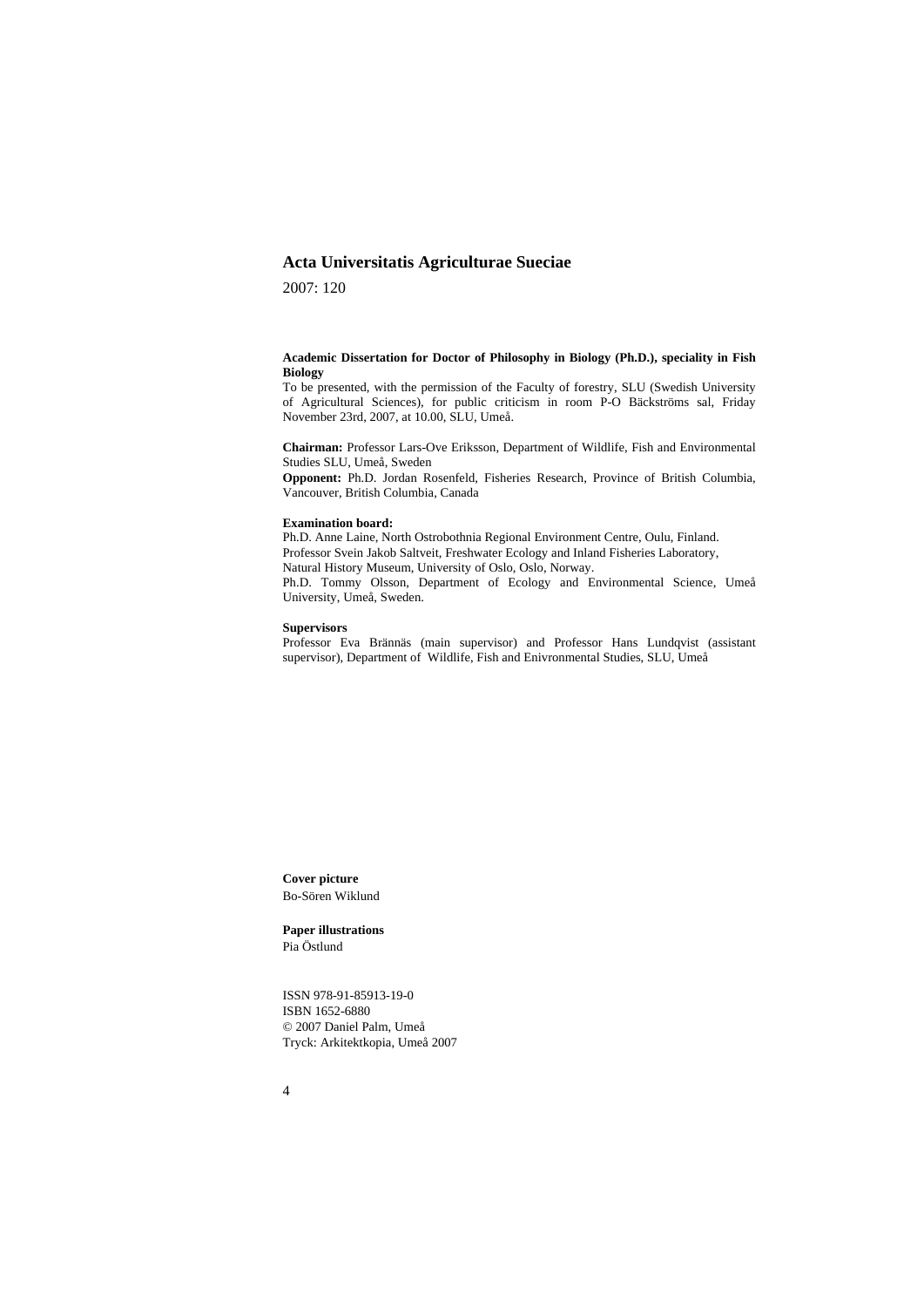**Acta Universitatis Agriculturae Sueciae**

2007: 120

**Academic Dissertation for Doctor of Philosophy in Biology (Ph.D.), speciality in Fish Biology**

To be presented, with the permission of the Faculty of forestry, SLU (Swedish University of Agricultural Sciences), for public criticism in room P-O Bäckströms sal, Friday November 23rd, 2007, at 10.00, SLU, Umeå.

**Chairman:** Professor Lars-Ove Eriksson, Department of Wildlife, Fish and Environmental Studies SLU, Umeå, Sweden

**Opponent:** Ph.D. Jordan Rosenfeld, Fisheries Research, Province of British Columbia, Vancouver, British Columbia, Canada

**Examination board:**

Ph.D. Anne Laine, North Ostrobothnia Regional Environment Centre, Oulu, Finland.
Professor Svein Jakob Saltveit, Freshwater Ecology and Inland Fisheries Laboratory, Natural History Museum, University of Oslo, Oslo, Norway.
Ph.D. Tommy Olsson, Department of Ecology and Environmental Science, Umeå University, Umeå, Sweden.

**Supervisors**

Professor Eva Brännäs (main supervisor) and Professor Hans Lundqvist (assistant supervisor), Department of Wildlife, Fish and Enivronmental Studies, SLU, Umeå

**Cover picture**

Bo-Sören Wiklund

**Paper illustrations**

Pia Östlund

ISSN 978-91-85913-19-0
ISBN 1652-6880
© 2007 Daniel Palm, Umeå
Tryck: Arkitektkopia, Umeå 2007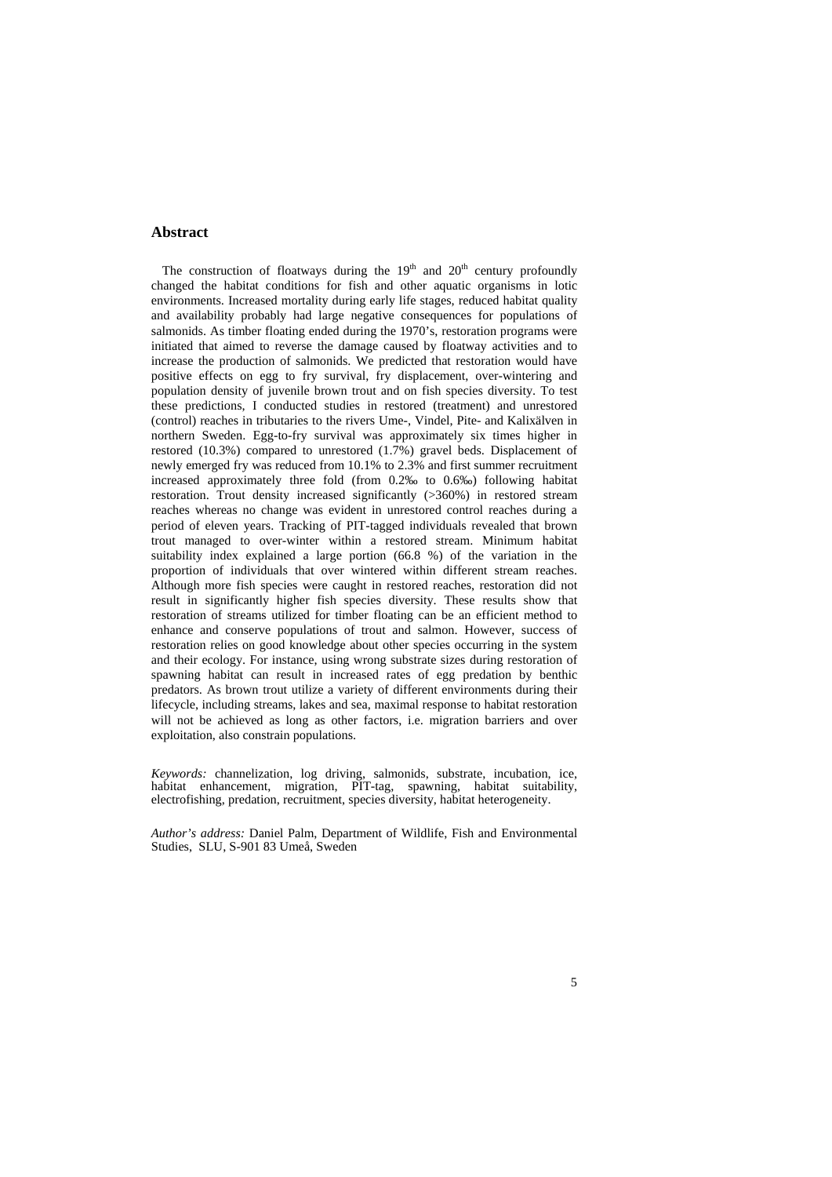## Abstract

The construction of floatways during the 19[th] and 20[th] century profoundly changed the habitat conditions for fish and other aquatic organisms in lotic environments. Increased mortality during early life stages, reduced habitat quality and availability probably had large negative consequences for populations of salmonids. As timber floating ended during the 1970's, restoration programs were initiated that aimed to reverse the damage caused by floatway activities and to increase the production of salmonids. We predicted that restoration would have positive effects on egg to fry survival, fry displacement, over-wintering and population density of juvenile brown trout and on fish species diversity. To test these predictions, I conducted studies in restored (treatment) and unrestored (control) reaches in tributaries to the rivers Ume-, Vindel, Pite- and Kalixälven in northern Sweden. Egg-to-fry survival was approximately six times higher in restored (10.3%) compared to unrestored (1.7%) gravel beds. Displacement of newly emerged fry was reduced from 10.1% to 2.3% and first summer recruitment increased approximately three fold (from 0.2‰ to 0.6‰) following habitat restoration. Trout density increased significantly (>360%) in restored stream reaches whereas no change was evident in unrestored control reaches during a period of eleven years. Tracking of PIT-tagged individuals revealed that brown trout managed to over-winter within a restored stream. Minimum habitat suitability index explained a large portion (66.8 %) of the variation in the proportion of individuals that over wintered within different stream reaches. Although more fish species were caught in restored reaches, restoration did not result in significantly higher fish species diversity. These results show that restoration of streams utilized for timber floating can be an efficient method to enhance and conserve populations of trout and salmon. However, success of restoration relies on good knowledge about other species occurring in the system and their ecology. For instance, using wrong substrate sizes during restoration of spawning habitat can result in increased rates of egg predation by benthic predators. As brown trout utilize a variety of different environments during their lifecycle, including streams, lakes and sea, maximal response to habitat restoration will not be achieved as long as other factors, i.e. migration barriers and over exploitation, also constrain populations.

*Keywords:* channelization, log driving, salmonids, substrate, incubation, ice, habitat enhancement, migration, PIT-tag, spawning, habitat suitability, electrofishing, predation, recruitment, species diversity, habitat heterogeneity.

*Author's address:* Daniel Palm, Department of Wildlife, Fish and Environmental Studies, SLU, S-901 83 Umeå, Sweden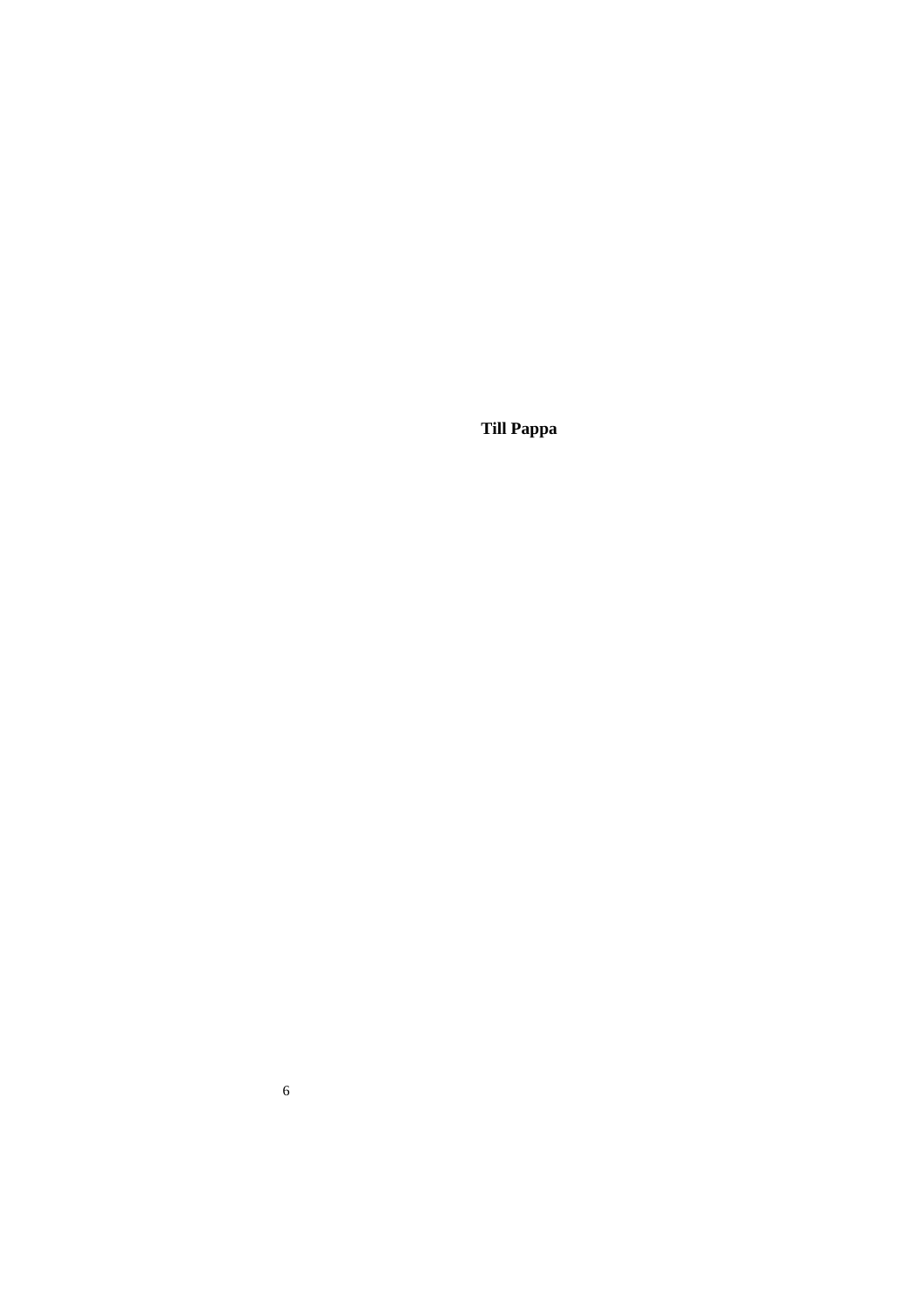**Till Pappa**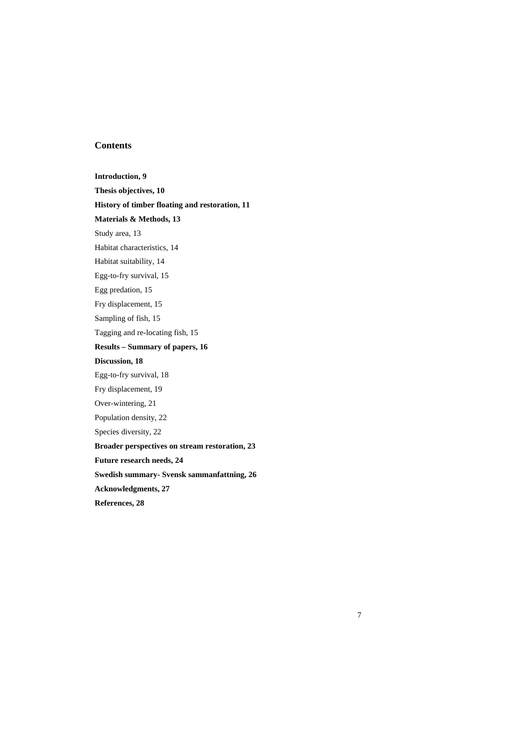## Contents

**Introduction, 9**

**Thesis objectives, 10**

**History of timber floating and restoration, 11**

**Materials & Methods, 13**

Study area, 13

Habitat characteristics, 14

Habitat suitability, 14

Egg-to-fry survival, 15

Egg predation, 15

Fry displacement, 15

Sampling of fish, 15

Tagging and re-locating fish, 15

**Results – Summary of papers, 16**

**Discussion, 18**

Egg-to-fry survival, 18

Fry displacement, 19

Over-wintering, 21

Population density, 22

Species diversity, 22

**Broader perspectives on stream restoration, 23**

**Future research needs, 24**

**Swedish summary- Svensk sammanfattning, 26**

**Acknowledgments, 27**

**References, 28**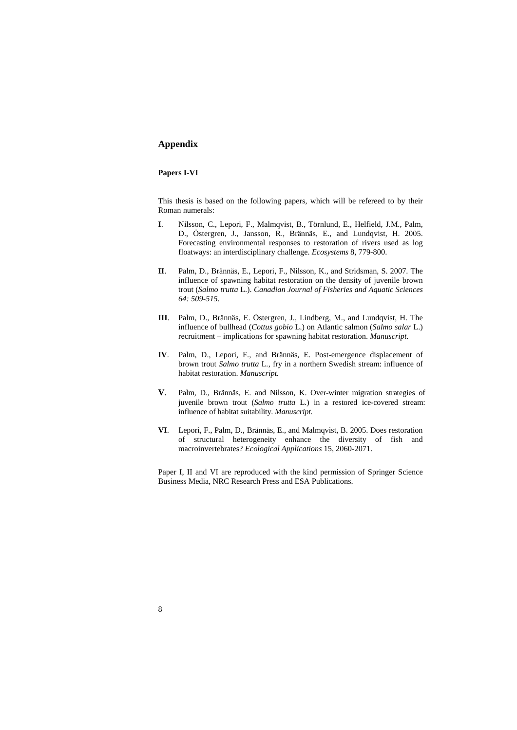## Appendix

### Papers I-VI

This thesis is based on the following papers, which will be refereed to by their Roman numerals:

**I**. Nilsson, C., Lepori, F., Malmqvist, B., Törnlund, E., Helfield, J.M., Palm, D., Östergren, J., Jansson, R., Brännäs, E., and Lundqvist, H. 2005. Forecasting environmental responses to restoration of rivers used as log floatways: an interdisciplinary challenge. *Ecosystems* 8, 779-800.

**II**. Palm, D., Brännäs, E., Lepori, F., Nilsson, K., and Stridsman, S. 2007. The influence of spawning habitat restoration on the density of juvenile brown trout (*Salmo trutta* L.). *Canadian Journal of Fisheries and Aquatic Sciences 64: 509-515.*

**III**. Palm, D., Brännäs, E. Östergren, J., Lindberg, M., and Lundqvist, H. The influence of bullhead (*Cottus gobio* L.) on Atlantic salmon (*Salmo salar* L.) recruitment – implications for spawning habitat restoration. *Manuscript.*

**IV**. Palm, D., Lepori, F., and Brännäs, E. Post-emergence displacement of brown trout *Salmo trutta* L., fry in a northern Swedish stream: influence of habitat restoration. *Manuscript.*

**V**. Palm, D., Brännäs, E. and Nilsson, K. Over-winter migration strategies of juvenile brown trout (*Salmo trutta* L.) in a restored ice-covered stream: influence of habitat suitability. *Manuscript.*

**VI**. Lepori, F., Palm, D., Brännäs, E., and Malmqvist, B. 2005. Does restoration of structural heterogeneity enhance the diversity of fish and macroinvertebrates? *Ecological Applications* 15, 2060-2071.

Paper I, II and VI are reproduced with the kind permission of Springer Science Business Media, NRC Research Press and ESA Publications.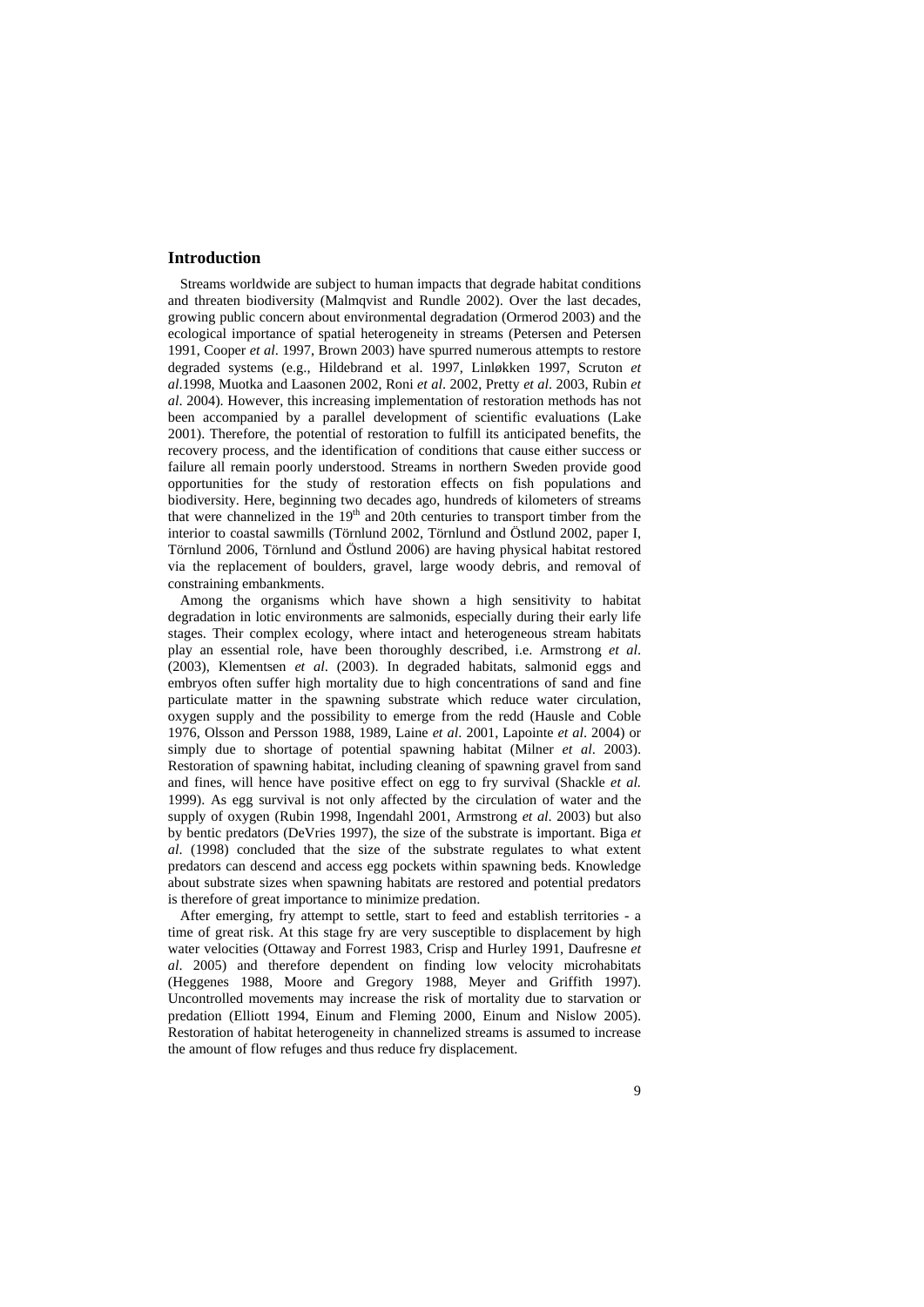## Introduction

Streams worldwide are subject to human impacts that degrade habitat conditions and threaten biodiversity (Malmqvist and Rundle 2002). Over the last decades, growing public concern about environmental degradation (Ormerod 2003) and the ecological importance of spatial heterogeneity in streams (Petersen and Petersen 1991, Cooper *et al*. 1997, Brown 2003) have spurred numerous attempts to restore degraded systems (e.g., Hildebrand et al. 1997, Linløkken 1997, Scruton *et al*.1998, Muotka and Laasonen 2002, Roni *et al*. 2002, Pretty *et al*. 2003, Rubin *et al*. 2004). However, this increasing implementation of restoration methods has not been accompanied by a parallel development of scientific evaluations (Lake 2001). Therefore, the potential of restoration to fulfill its anticipated benefits, the recovery process, and the identification of conditions that cause either success or failure all remain poorly understood. Streams in northern Sweden provide good opportunities for the study of restoration effects on fish populations and biodiversity. Here, beginning two decades ago, hundreds of kilometers of streams that were channelized in the 19[th] and 20th centuries to transport timber from the interior to coastal sawmills (Törnlund 2002, Törnlund and Östlund 2002, paper I, Törnlund 2006, Törnlund and Östlund 2006) are having physical habitat restored via the replacement of boulders, gravel, large woody debris, and removal of constraining embankments.

Among the organisms which have shown a high sensitivity to habitat degradation in lotic environments are salmonids, especially during their early life stages. Their complex ecology, where intact and heterogeneous stream habitats play an essential role, have been thoroughly described, i.e. Armstrong *et al*. (2003), Klementsen *et al*. (2003). In degraded habitats, salmonid eggs and embryos often suffer high mortality due to high concentrations of sand and fine particulate matter in the spawning substrate which reduce water circulation, oxygen supply and the possibility to emerge from the redd (Hausle and Coble 1976, Olsson and Persson 1988, 1989, Laine *et al*. 2001, Lapointe *et al*. 2004) or simply due to shortage of potential spawning habitat (Milner *et al*. 2003). Restoration of spawning habitat, including cleaning of spawning gravel from sand and fines, will hence have positive effect on egg to fry survival (Shackle *et al.* 1999). As egg survival is not only affected by the circulation of water and the supply of oxygen (Rubin 1998, Ingendahl 2001, Armstrong *et al*. 2003) but also by bentic predators (DeVries 1997), the size of the substrate is important. Biga *et al*. (1998) concluded that the size of the substrate regulates to what extent predators can descend and access egg pockets within spawning beds. Knowledge about substrate sizes when spawning habitats are restored and potential predators is therefore of great importance to minimize predation.

After emerging, fry attempt to settle, start to feed and establish territories - a time of great risk. At this stage fry are very susceptible to displacement by high water velocities (Ottaway and Forrest 1983, Crisp and Hurley 1991, Daufresne *et al*. 2005) and therefore dependent on finding low velocity microhabitats (Heggenes 1988, Moore and Gregory 1988, Meyer and Griffith 1997). Uncontrolled movements may increase the risk of mortality due to starvation or predation (Elliott 1994, Einum and Fleming 2000, Einum and Nislow 2005). Restoration of habitat heterogeneity in channelized streams is assumed to increase the amount of flow refuges and thus reduce fry displacement.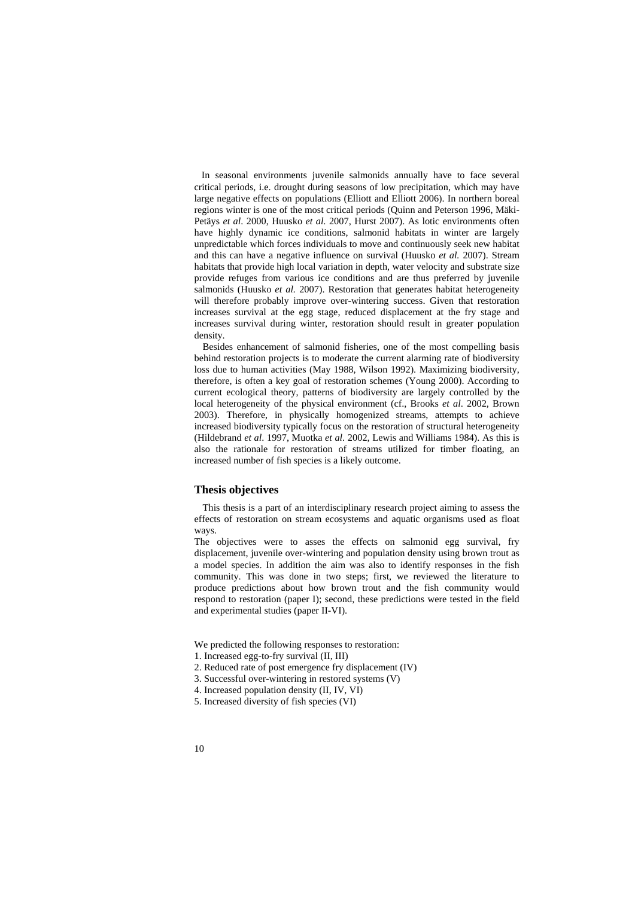In seasonal environments juvenile salmonids annually have to face several critical periods, i.e. drought during seasons of low precipitation, which may have large negative effects on populations (Elliott and Elliott 2006). In northern boreal regions winter is one of the most critical periods (Quinn and Peterson 1996, Mäki-Petäys *et al*. 2000, Huusko *et al.* 2007, Hurst 2007). As lotic environments often have highly dynamic ice conditions, salmonid habitats in winter are largely unpredictable which forces individuals to move and continuously seek new habitat and this can have a negative influence on survival (Huusko *et al.* 2007). Stream habitats that provide high local variation in depth, water velocity and substrate size provide refuges from various ice conditions and are thus preferred by juvenile salmonids (Huusko *et al.* 2007). Restoration that generates habitat heterogeneity will therefore probably improve over-wintering success. Given that restoration increases survival at the egg stage, reduced displacement at the fry stage and increases survival during winter, restoration should result in greater population density.

Besides enhancement of salmonid fisheries, one of the most compelling basis behind restoration projects is to moderate the current alarming rate of biodiversity loss due to human activities (May 1988, Wilson 1992). Maximizing biodiversity, therefore, is often a key goal of restoration schemes (Young 2000). According to current ecological theory, patterns of biodiversity are largely controlled by the local heterogeneity of the physical environment (cf., Brooks *et al*. 2002, Brown 2003). Therefore, in physically homogenized streams, attempts to achieve increased biodiversity typically focus on the restoration of structural heterogeneity (Hildebrand *et al.* 1997, Muotka *et al*. 2002, Lewis and Williams 1984). As this is also the rationale for restoration of streams utilized for timber floating, an increased number of fish species is a likely outcome.

## Thesis objectives

This thesis is a part of an interdisciplinary research project aiming to assess the effects of restoration on stream ecosystems and aquatic organisms used as float ways.

The objectives were to asses the effects on salmonid egg survival, fry displacement, juvenile over-wintering and population density using brown trout as a model species. In addition the aim was also to identify responses in the fish community. This was done in two steps; first, we reviewed the literature to produce predictions about how brown trout and the fish community would respond to restoration (paper I); second, these predictions were tested in the field and experimental studies (paper II-VI).

We predicted the following responses to restoration:

1. Increased egg-to-fry survival (II, III)
2. Reduced rate of post emergence fry displacement (IV)
3. Successful over-wintering in restored systems (V)
4. Increased population density (II, IV, VI)
5. Increased diversity of fish species (VI)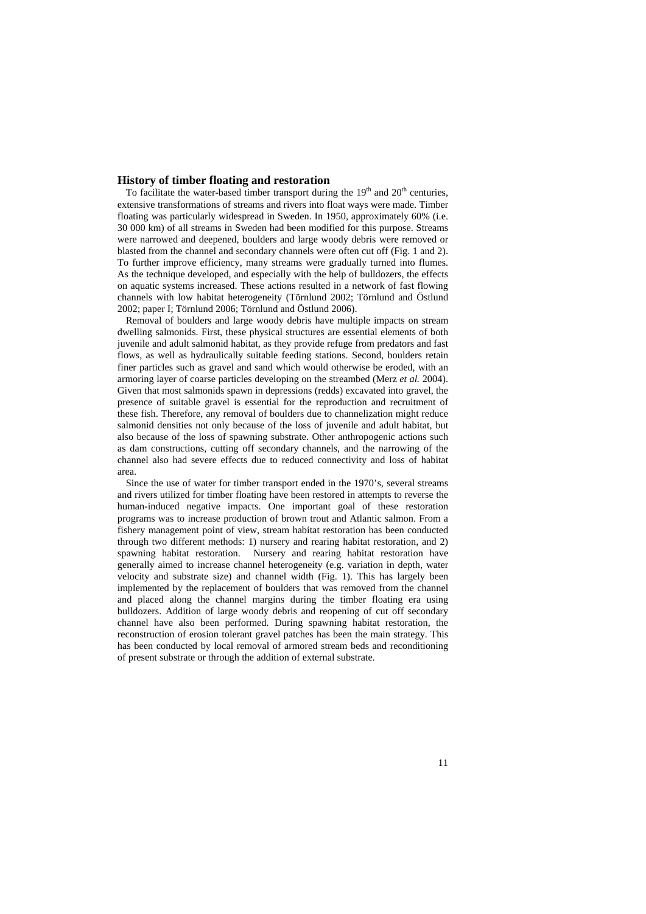## History of timber floating and restoration

To facilitate the water-based timber transport during the 19th and 20th centuries, extensive transformations of streams and rivers into float ways were made. Timber floating was particularly widespread in Sweden. In 1950, approximately 60% (i.e. 30 000 km) of all streams in Sweden had been modified for this purpose. Streams were narrowed and deepened, boulders and large woody debris were removed or blasted from the channel and secondary channels were often cut off (Fig. 1 and 2). To further improve efficiency, many streams were gradually turned into flumes. As the technique developed, and especially with the help of bulldozers, the effects on aquatic systems increased. These actions resulted in a network of fast flowing channels with low habitat heterogeneity (Törnlund 2002; Törnlund and Östlund 2002; paper I; Törnlund 2006; Törnlund and Östlund 2006).

Removal of boulders and large woody debris have multiple impacts on stream dwelling salmonids. First, these physical structures are essential elements of both juvenile and adult salmonid habitat, as they provide refuge from predators and fast flows, as well as hydraulically suitable feeding stations. Second, boulders retain finer particles such as gravel and sand which would otherwise be eroded, with an armoring layer of coarse particles developing on the streambed (Merz *et al.* 2004). Given that most salmonids spawn in depressions (redds) excavated into gravel, the presence of suitable gravel is essential for the reproduction and recruitment of these fish. Therefore, any removal of boulders due to channelization might reduce salmonid densities not only because of the loss of juvenile and adult habitat, but also because of the loss of spawning substrate. Other anthropogenic actions such as dam constructions, cutting off secondary channels, and the narrowing of the channel also had severe effects due to reduced connectivity and loss of habitat area.

Since the use of water for timber transport ended in the 1970's, several streams and rivers utilized for timber floating have been restored in attempts to reverse the human-induced negative impacts. One important goal of these restoration programs was to increase production of brown trout and Atlantic salmon. From a fishery management point of view, stream habitat restoration has been conducted through two different methods: 1) nursery and rearing habitat restoration, and 2) spawning habitat restoration. Nursery and rearing habitat restoration have generally aimed to increase channel heterogeneity (e.g. variation in depth, water velocity and substrate size) and channel width (Fig. 1). This has largely been implemented by the replacement of boulders that was removed from the channel and placed along the channel margins during the timber floating era using bulldozers. Addition of large woody debris and reopening of cut off secondary channel have also been performed. During spawning habitat restoration, the reconstruction of erosion tolerant gravel patches has been the main strategy. This has been conducted by local removal of armored stream beds and reconditioning of present substrate or through the addition of external substrate.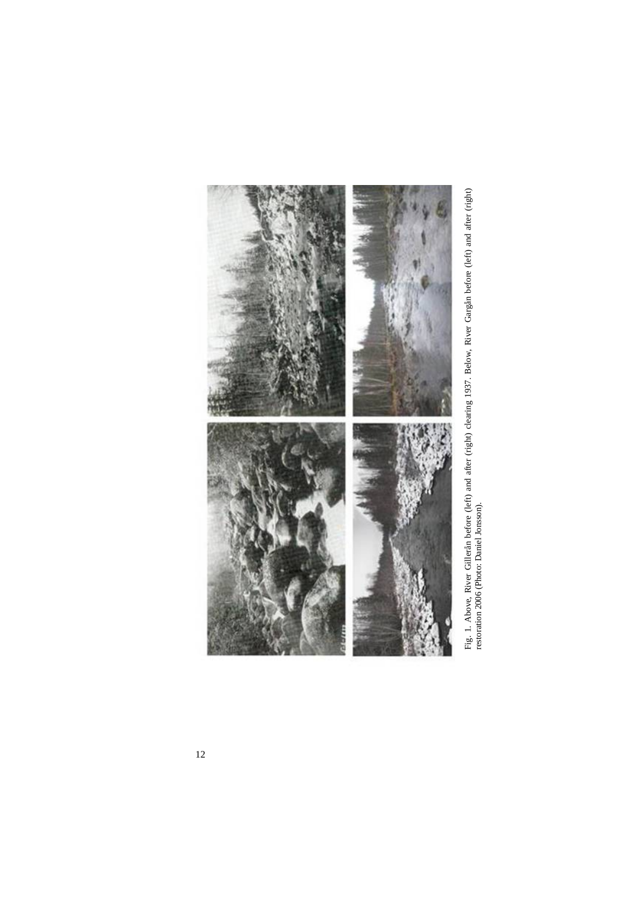Fig. 1. Above, River Gilleràn before (left) and after (right) clearing 1937. Below, River Gargån before (left) and after (right) restoration 2006 (Photo: Daniel Jonsson).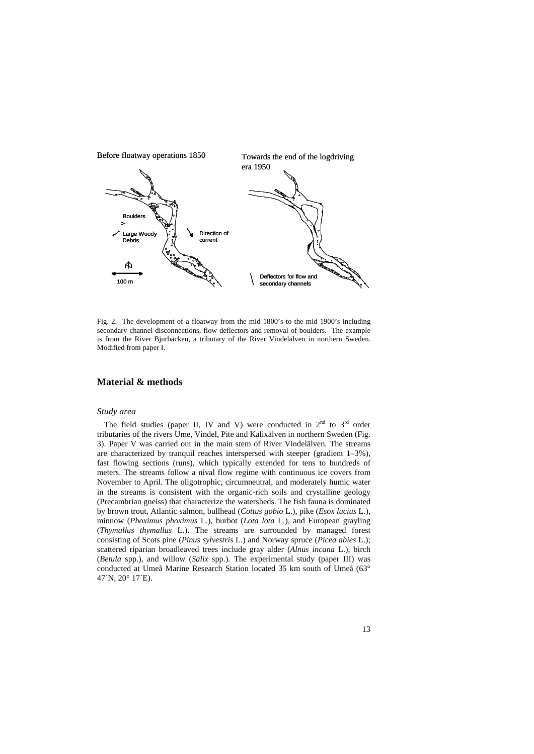Fig. 2. The development of a floatway from the mid 1800's to the mid 1900's including secondary channel disconnections, flow deflectors and removal of boulders. The example is from the River Bjurbäcken, a tributary of the River Vindelälven in northern Sweden. Modified from paper I.

## Material & methods

### *Study area*

The field studies (paper II, IV and V) were conducted in 2[nd] to 3[rd] order tributaries of the rivers Ume, Vindel, Pite and Kalixälven in northern Sweden (Fig. 3). Paper V was carried out in the main stem of River Vindelälven. The streams are characterized by tranquil reaches interspersed with steeper (gradient 1–3%), fast flowing sections (runs), which typically extended for tens to hundreds of meters. The streams follow a nival flow regime with continuous ice covers from November to April. The oligotrophic, circumneutral, and moderately humic water in the streams is consistent with the organic-rich soils and crystalline geology (Precambrian gneiss) that characterize the watersheds. The fish fauna is dominated by brown trout, Atlantic salmon, bullhead (*Cottus gobio* L.), pike (*Esox lucius* L.), minnow (*Phoximus phoximus* L.), burbot (*Lota lota* L.), and European grayling (*Thymallus thymallus* L.). The streams are surrounded by managed forest consisting of Scots pine (*Pinus sylvestris* L.) and Norway spruce (*Picea abies* L.); scattered riparian broadleaved trees include gray alder (*Alnus incana* L.), birch (*Betula* spp.), and willow (*Salix* spp.). The experimental study (paper III) was conducted at Umeå Marine Research Station located 35 km south of Umeå (63° 47´N, 20° 17´E).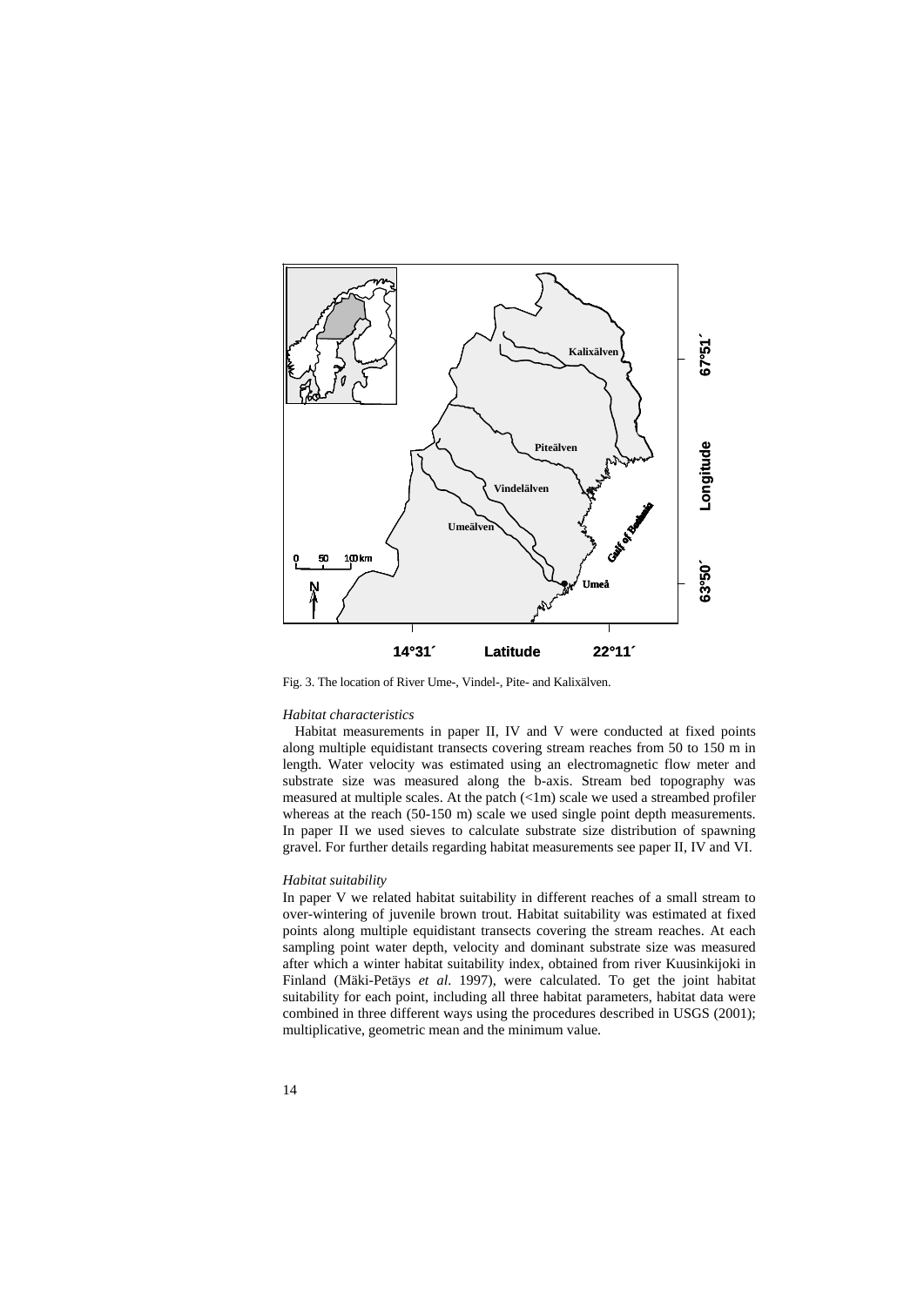Fig. 3. The location of River Ume-, Vindel-, Pite- and Kalixälven.

*Habitat characteristics*

Habitat measurements in paper II, IV and V were conducted at fixed points along multiple equidistant transects covering stream reaches from 50 to 150 m in length. Water velocity was estimated using an electromagnetic flow meter and substrate size was measured along the b-axis. Stream bed topography was measured at multiple scales. At the patch (<1m) scale we used a streambed profiler whereas at the reach (50-150 m) scale we used single point depth measurements. In paper II we used sieves to calculate substrate size distribution of spawning gravel. For further details regarding habitat measurements see paper II, IV and VI.

*Habitat suitability*

In paper V we related habitat suitability in different reaches of a small stream to over-wintering of juvenile brown trout. Habitat suitability was estimated at fixed points along multiple equidistant transects covering the stream reaches. At each sampling point water depth, velocity and dominant substrate size was measured after which a winter habitat suitability index, obtained from river Kuusinkijoki in Finland (Mäki-Petäys *et al*. 1997), were calculated. To get the joint habitat suitability for each point, including all three habitat parameters, habitat data were combined in three different ways using the procedures described in USGS (2001); multiplicative, geometric mean and the minimum value.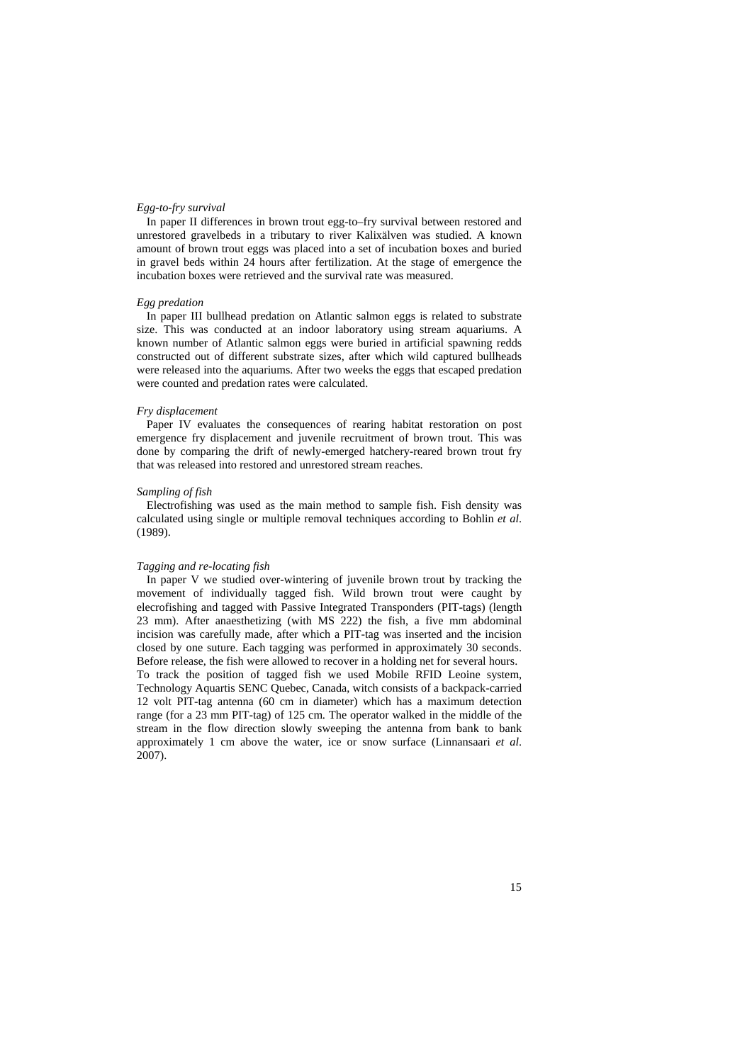*Egg-to-fry survival*

In paper II differences in brown trout egg-to–fry survival between restored and unrestored gravelbeds in a tributary to river Kalixälven was studied. A known amount of brown trout eggs was placed into a set of incubation boxes and buried in gravel beds within 24 hours after fertilization. At the stage of emergence the incubation boxes were retrieved and the survival rate was measured.

*Egg predation*

In paper III bullhead predation on Atlantic salmon eggs is related to substrate size. This was conducted at an indoor laboratory using stream aquariums. A known number of Atlantic salmon eggs were buried in artificial spawning redds constructed out of different substrate sizes, after which wild captured bullheads were released into the aquariums. After two weeks the eggs that escaped predation were counted and predation rates were calculated.

*Fry displacement*

Paper IV evaluates the consequences of rearing habitat restoration on post emergence fry displacement and juvenile recruitment of brown trout. This was done by comparing the drift of newly-emerged hatchery-reared brown trout fry that was released into restored and unrestored stream reaches.

*Sampling of fish*

Electrofishing was used as the main method to sample fish. Fish density was calculated using single or multiple removal techniques according to Bohlin *et al*. (1989).

*Tagging and re-locating fish*

In paper V we studied over-wintering of juvenile brown trout by tracking the movement of individually tagged fish. Wild brown trout were caught by elecrofishing and tagged with Passive Integrated Transponders (PIT-tags) (length 23 mm). After anaesthetizing (with MS 222) the fish, a five mm abdominal incision was carefully made, after which a PIT-tag was inserted and the incision closed by one suture. Each tagging was performed in approximately 30 seconds. Before release, the fish were allowed to recover in a holding net for several hours. To track the position of tagged fish we used Mobile RFID Leoine system, Technology Aquartis SENC Quebec, Canada, witch consists of a backpack-carried 12 volt PIT-tag antenna (60 cm in diameter) which has a maximum detection range (for a 23 mm PIT-tag) of 125 cm. The operator walked in the middle of the stream in the flow direction slowly sweeping the antenna from bank to bank approximately 1 cm above the water, ice or snow surface (Linnansaari *et al*. 2007).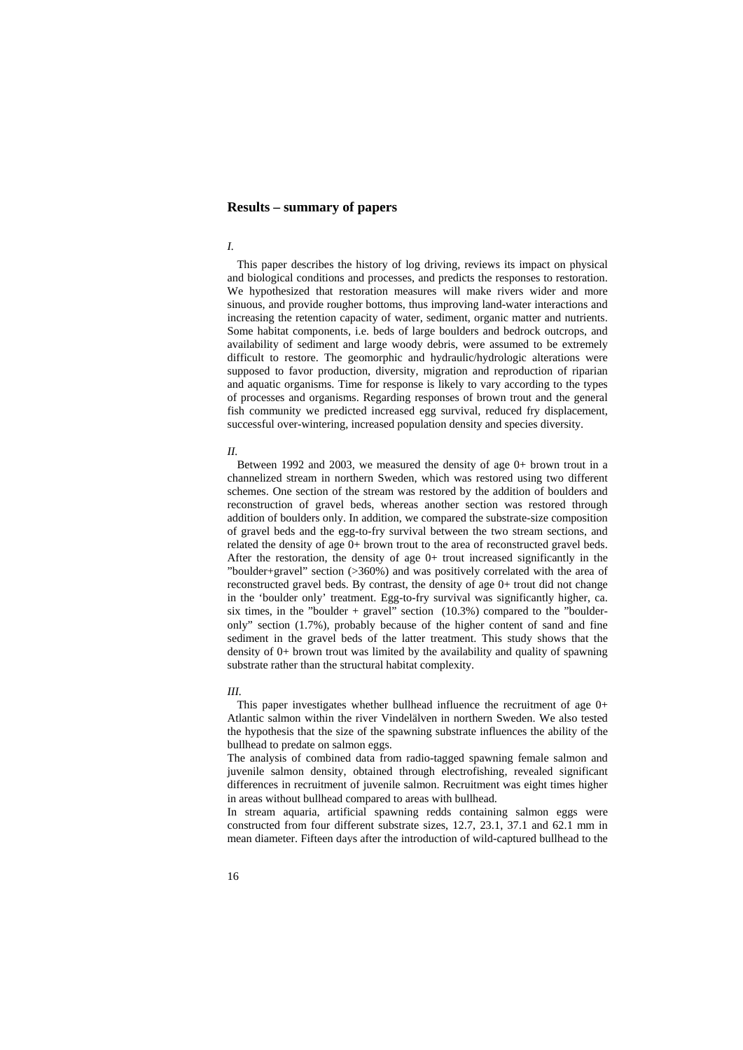## Results – summary of papers

*I.*

This paper describes the history of log driving, reviews its impact on physical and biological conditions and processes, and predicts the responses to restoration. We hypothesized that restoration measures will make rivers wider and more sinuous, and provide rougher bottoms, thus improving land-water interactions and increasing the retention capacity of water, sediment, organic matter and nutrients. Some habitat components, i.e. beds of large boulders and bedrock outcrops, and availability of sediment and large woody debris, were assumed to be extremely difficult to restore. The geomorphic and hydraulic/hydrologic alterations were supposed to favor production, diversity, migration and reproduction of riparian and aquatic organisms. Time for response is likely to vary according to the types of processes and organisms. Regarding responses of brown trout and the general fish community we predicted increased egg survival, reduced fry displacement, successful over-wintering, increased population density and species diversity.

*II.*

Between 1992 and 2003, we measured the density of age 0+ brown trout in a channelized stream in northern Sweden, which was restored using two different schemes. One section of the stream was restored by the addition of boulders and reconstruction of gravel beds, whereas another section was restored through addition of boulders only. In addition, we compared the substrate-size composition of gravel beds and the egg-to-fry survival between the two stream sections, and related the density of age 0+ brown trout to the area of reconstructed gravel beds. After the restoration, the density of age 0+ trout increased significantly in the "boulder+gravel" section (>360%) and was positively correlated with the area of reconstructed gravel beds. By contrast, the density of age 0+ trout did not change in the 'boulder only' treatment. Egg-to-fry survival was significantly higher, ca. six times, in the "boulder + gravel" section (10.3%) compared to the "boulder-only" section (1.7%), probably because of the higher content of sand and fine sediment in the gravel beds of the latter treatment. This study shows that the density of 0+ brown trout was limited by the availability and quality of spawning substrate rather than the structural habitat complexity.

*III.*

This paper investigates whether bullhead influence the recruitment of age 0+ Atlantic salmon within the river Vindelälven in northern Sweden. We also tested the hypothesis that the size of the spawning substrate influences the ability of the bullhead to predate on salmon eggs.

The analysis of combined data from radio-tagged spawning female salmon and juvenile salmon density, obtained through electrofishing, revealed significant differences in recruitment of juvenile salmon. Recruitment was eight times higher in areas without bullhead compared to areas with bullhead.

In stream aquaria, artificial spawning redds containing salmon eggs were constructed from four different substrate sizes, 12.7, 23.1, 37.1 and 62.1 mm in mean diameter. Fifteen days after the introduction of wild-captured bullhead to the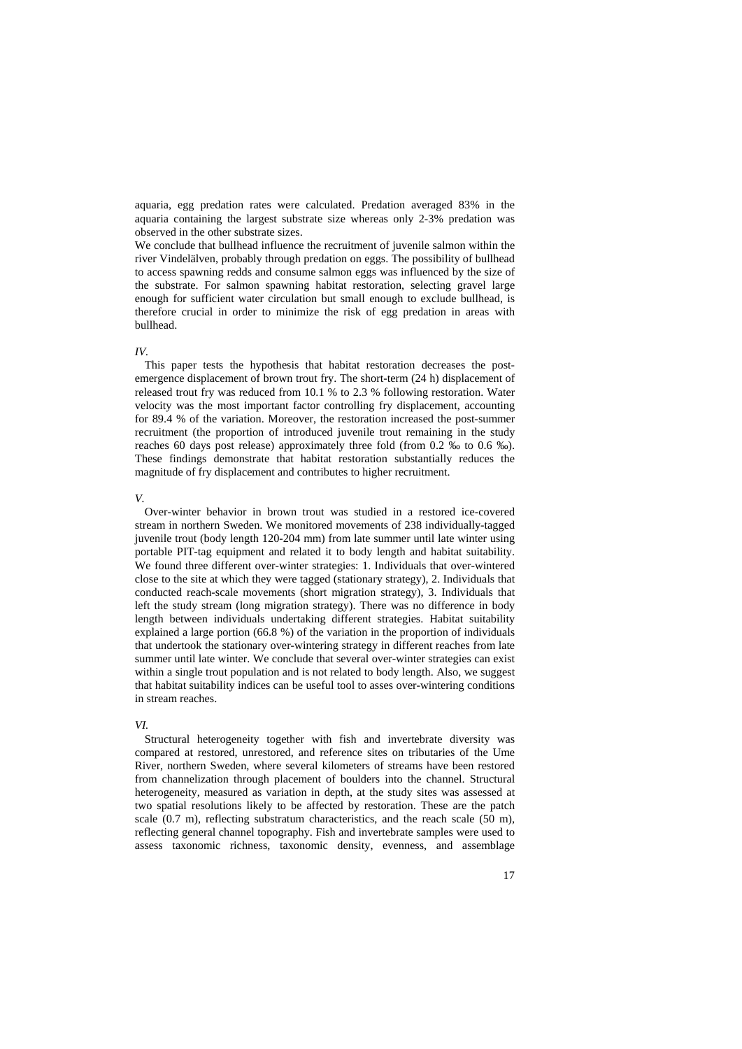aquaria, egg predation rates were calculated. Predation averaged 83% in the aquaria containing the largest substrate size whereas only 2-3% predation was observed in the other substrate sizes.

We conclude that bullhead influence the recruitment of juvenile salmon within the river Vindelälven, probably through predation on eggs. The possibility of bullhead to access spawning redds and consume salmon eggs was influenced by the size of the substrate. For salmon spawning habitat restoration, selecting gravel large enough for sufficient water circulation but small enough to exclude bullhead, is therefore crucial in order to minimize the risk of egg predation in areas with bullhead.

*IV.*

This paper tests the hypothesis that habitat restoration decreases the post-emergence displacement of brown trout fry. The short-term (24 h) displacement of released trout fry was reduced from 10.1 % to 2.3 % following restoration. Water velocity was the most important factor controlling fry displacement, accounting for 89.4 % of the variation. Moreover, the restoration increased the post-summer recruitment (the proportion of introduced juvenile trout remaining in the study reaches 60 days post release) approximately three fold (from 0.2 ‰ to 0.6 ‰). These findings demonstrate that habitat restoration substantially reduces the magnitude of fry displacement and contributes to higher recruitment.

*V.*

Over-winter behavior in brown trout was studied in a restored ice-covered stream in northern Sweden. We monitored movements of 238 individually-tagged juvenile trout (body length 120-204 mm) from late summer until late winter using portable PIT-tag equipment and related it to body length and habitat suitability. We found three different over-winter strategies: 1. Individuals that over-wintered close to the site at which they were tagged (stationary strategy), 2. Individuals that conducted reach-scale movements (short migration strategy), 3. Individuals that left the study stream (long migration strategy). There was no difference in body length between individuals undertaking different strategies. Habitat suitability explained a large portion (66.8 %) of the variation in the proportion of individuals that undertook the stationary over-wintering strategy in different reaches from late summer until late winter. We conclude that several over-winter strategies can exist within a single trout population and is not related to body length. Also, we suggest that habitat suitability indices can be useful tool to asses over-wintering conditions in stream reaches.

*VI.*

Structural heterogeneity together with fish and invertebrate diversity was compared at restored, unrestored, and reference sites on tributaries of the Ume River, northern Sweden, where several kilometers of streams have been restored from channelization through placement of boulders into the channel. Structural heterogeneity, measured as variation in depth, at the study sites was assessed at two spatial resolutions likely to be affected by restoration. These are the patch scale (0.7 m), reflecting substratum characteristics, and the reach scale (50 m), reflecting general channel topography. Fish and invertebrate samples were used to assess taxonomic richness, taxonomic density, evenness, and assemblage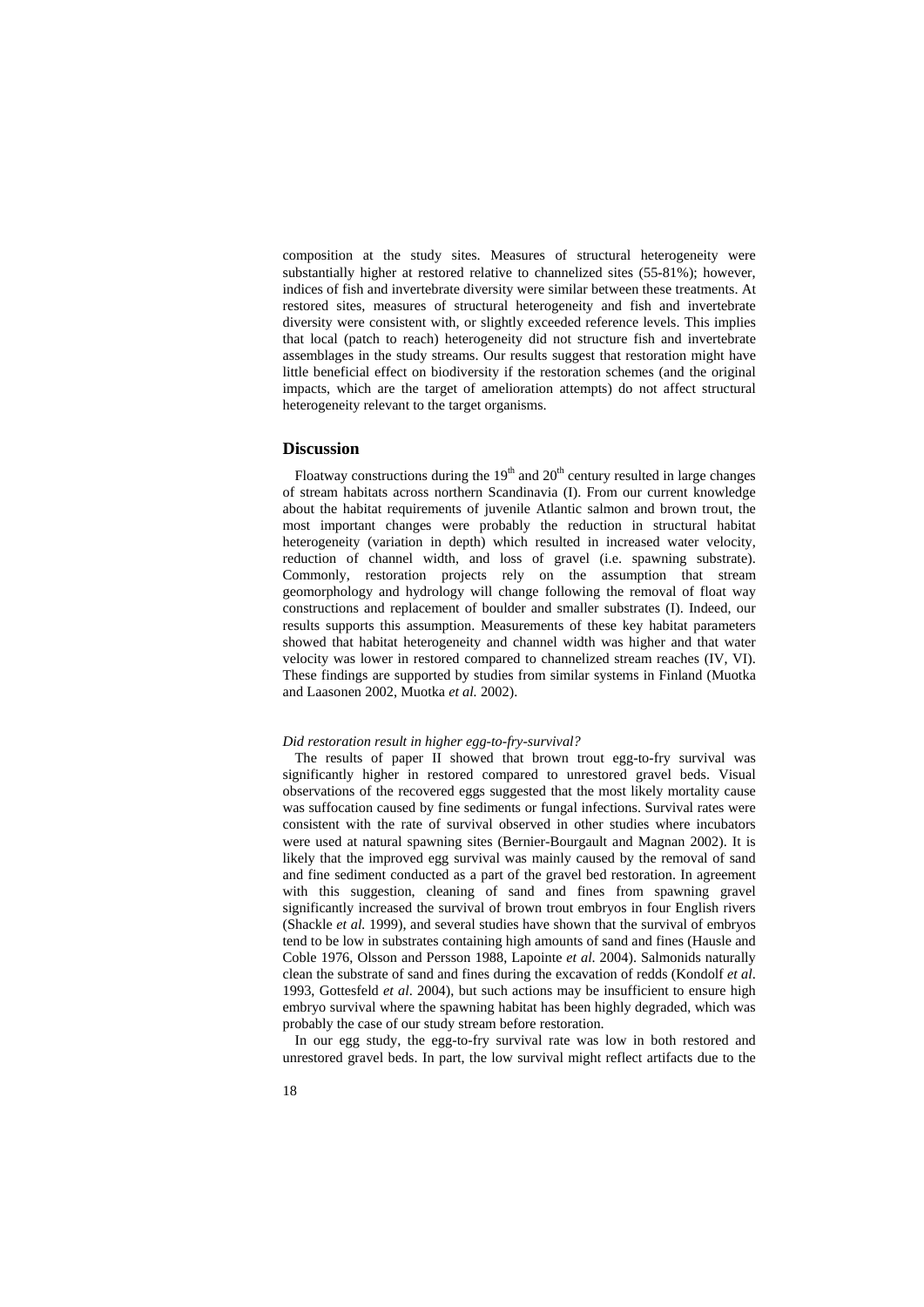composition at the study sites. Measures of structural heterogeneity were substantially higher at restored relative to channelized sites (55-81%); however, indices of fish and invertebrate diversity were similar between these treatments. At restored sites, measures of structural heterogeneity and fish and invertebrate diversity were consistent with, or slightly exceeded reference levels. This implies that local (patch to reach) heterogeneity did not structure fish and invertebrate assemblages in the study streams. Our results suggest that restoration might have little beneficial effect on biodiversity if the restoration schemes (and the original impacts, which are the target of amelioration attempts) do not affect structural heterogeneity relevant to the target organisms.

## Discussion

Floatway constructions during the 19th and 20th century resulted in large changes of stream habitats across northern Scandinavia (I). From our current knowledge about the habitat requirements of juvenile Atlantic salmon and brown trout, the most important changes were probably the reduction in structural habitat heterogeneity (variation in depth) which resulted in increased water velocity, reduction of channel width, and loss of gravel (i.e. spawning substrate). Commonly, restoration projects rely on the assumption that stream geomorphology and hydrology will change following the removal of float way constructions and replacement of boulder and smaller substrates (I). Indeed, our results supports this assumption. Measurements of these key habitat parameters showed that habitat heterogeneity and channel width was higher and that water velocity was lower in restored compared to channelized stream reaches (IV, VI). These findings are supported by studies from similar systems in Finland (Muotka and Laasonen 2002, Muotka *et al.* 2002).

### *Did restoration result in higher egg-to-fry-survival?*

The results of paper II showed that brown trout egg-to-fry survival was significantly higher in restored compared to unrestored gravel beds. Visual observations of the recovered eggs suggested that the most likely mortality cause was suffocation caused by fine sediments or fungal infections. Survival rates were consistent with the rate of survival observed in other studies where incubators were used at natural spawning sites (Bernier-Bourgault and Magnan 2002). It is likely that the improved egg survival was mainly caused by the removal of sand and fine sediment conducted as a part of the gravel bed restoration. In agreement with this suggestion, cleaning of sand and fines from spawning gravel significantly increased the survival of brown trout embryos in four English rivers (Shackle *et al.* 1999), and several studies have shown that the survival of embryos tend to be low in substrates containing high amounts of sand and fines (Hausle and Coble 1976, Olsson and Persson 1988, Lapointe *et al.* 2004). Salmonids naturally clean the substrate of sand and fines during the excavation of redds (Kondolf *et al*. 1993, Gottesfeld *et al*. 2004), but such actions may be insufficient to ensure high embryo survival where the spawning habitat has been highly degraded, which was probably the case of our study stream before restoration.

In our egg study, the egg-to-fry survival rate was low in both restored and unrestored gravel beds. In part, the low survival might reflect artifacts due to the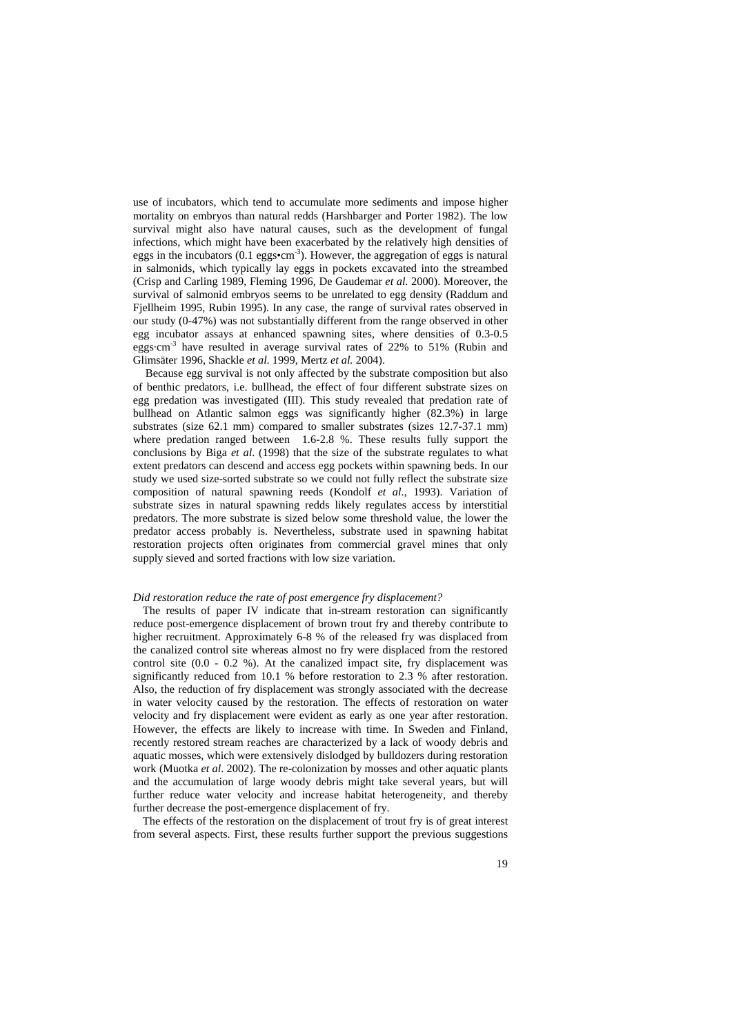use of incubators, which tend to accumulate more sediments and impose higher mortality on embryos than natural redds (Harshbarger and Porter 1982). The low survival might also have natural causes, such as the development of fungal infections, which might have been exacerbated by the relatively high densities of eggs in the incubators (0.1 eggs•$cm^{-3}$). However, the aggregation of eggs is natural in salmonids, which typically lay eggs in pockets excavated into the streambed (Crisp and Carling 1989, Fleming 1996, De Gaudemar *et al.* 2000). Moreover, the survival of salmonid embryos seems to be unrelated to egg density (Raddum and Fjellheim 1995, Rubin 1995). In any case, the range of survival rates observed in our study (0-47%) was not substantially different from the range observed in other egg incubator assays at enhanced spawning sites, where densities of 0.3-0.5 eggs·$cm^{-3}$ have resulted in average survival rates of 22% to 51% (Rubin and Glimsäter 1996, Shackle *et al.* 1999, Mertz *et al.* 2004).

Because egg survival is not only affected by the substrate composition but also of benthic predators, i.e. bullhead, the effect of four different substrate sizes on egg predation was investigated (III). This study revealed that predation rate of bullhead on Atlantic salmon eggs was significantly higher (82.3%) in large substrates (size 62.1 mm) compared to smaller substrates (sizes 12.7-37.1 mm) where predation ranged between 1.6-2.8 %. These results fully support the conclusions by Biga *et al*. (1998) that the size of the substrate regulates to what extent predators can descend and access egg pockets within spawning beds. In our study we used size-sorted substrate so we could not fully reflect the substrate size composition of natural spawning reeds (Kondolf *et al*., 1993). Variation of substrate sizes in natural spawning redds likely regulates access by interstitial predators. The more substrate is sized below some threshold value, the lower the predator access probably is. Nevertheless, substrate used in spawning habitat restoration projects often originates from commercial gravel mines that only supply sieved and sorted fractions with low size variation.

### *Did restoration reduce the rate of post emergence fry displacement?*

The results of paper IV indicate that in-stream restoration can significantly reduce post-emergence displacement of brown trout fry and thereby contribute to higher recruitment. Approximately 6-8 % of the released fry was displaced from the canalized control site whereas almost no fry were displaced from the restored control site (0.0 - 0.2 %). At the canalized impact site, fry displacement was significantly reduced from 10.1 % before restoration to 2.3 % after restoration. Also, the reduction of fry displacement was strongly associated with the decrease in water velocity caused by the restoration. The effects of restoration on water velocity and fry displacement were evident as early as one year after restoration. However, the effects are likely to increase with time. In Sweden and Finland, recently restored stream reaches are characterized by a lack of woody debris and aquatic mosses, which were extensively dislodged by bulldozers during restoration work (Muotka *et al*. 2002). The re-colonization by mosses and other aquatic plants and the accumulation of large woody debris might take several years, but will further reduce water velocity and increase habitat heterogeneity, and thereby further decrease the post-emergence displacement of fry.

The effects of the restoration on the displacement of trout fry is of great interest from several aspects. First, these results further support the previous suggestions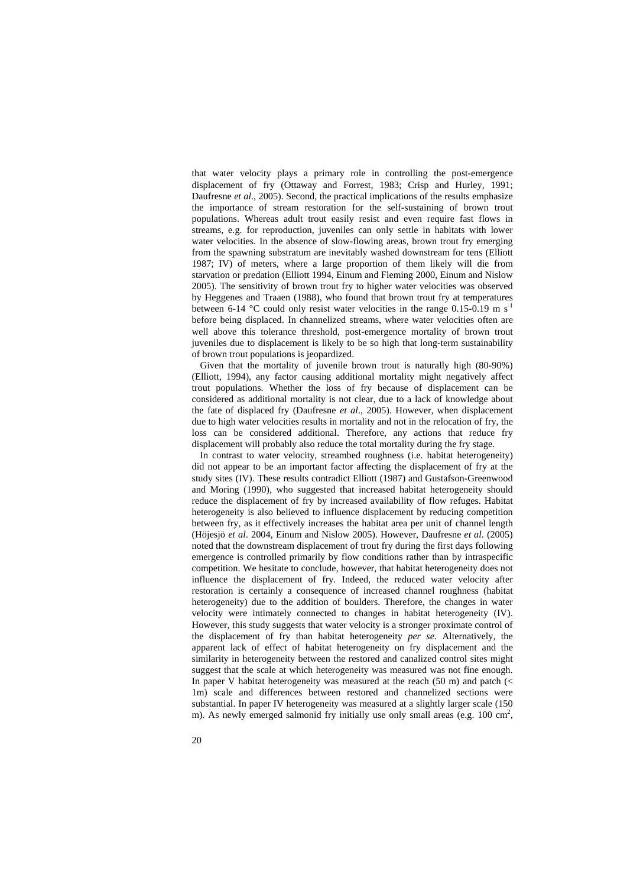that water velocity plays a primary role in controlling the post-emergence displacement of fry (Ottaway and Forrest, 1983; Crisp and Hurley, 1991; Daufresne *et al.*, 2005). Second, the practical implications of the results emphasize the importance of stream restoration for the self-sustaining of brown trout populations. Whereas adult trout easily resist and even require fast flows in streams, e.g. for reproduction, juveniles can only settle in habitats with lower water velocities. In the absence of slow-flowing areas, brown trout fry emerging from the spawning substratum are inevitably washed downstream for tens (Elliott 1987; IV) of meters, where a large proportion of them likely will die from starvation or predation (Elliott 1994, Einum and Fleming 2000, Einum and Nislow 2005). The sensitivity of brown trout fry to higher water velocities was observed by Heggenes and Traaen (1988), who found that brown trout fry at temperatures between 6-14 °C could only resist water velocities in the range 0.15-0.19 m $s^{-1}$ before being displaced. In channelized streams, where water velocities often are well above this tolerance threshold, post-emergence mortality of brown trout juveniles due to displacement is likely to be so high that long-term sustainability of brown trout populations is jeopardized.

Given that the mortality of juvenile brown trout is naturally high (80-90%) (Elliott, 1994), any factor causing additional mortality might negatively affect trout populations. Whether the loss of fry because of displacement can be considered as additional mortality is not clear, due to a lack of knowledge about the fate of displaced fry (Daufresne *et al*., 2005). However, when displacement due to high water velocities results in mortality and not in the relocation of fry, the loss can be considered additional. Therefore, any actions that reduce fry displacement will probably also reduce the total mortality during the fry stage.

In contrast to water velocity, streambed roughness (i.e. habitat heterogeneity) did not appear to be an important factor affecting the displacement of fry at the study sites (IV). These results contradict Elliott (1987) and Gustafson-Greenwood and Moring (1990), who suggested that increased habitat heterogeneity should reduce the displacement of fry by increased availability of flow refuges. Habitat heterogeneity is also believed to influence displacement by reducing competition between fry, as it effectively increases the habitat area per unit of channel length (Höjesjö *et al*. 2004, Einum and Nislow 2005). However, Daufresne *et al.* (2005) noted that the downstream displacement of trout fry during the first days following emergence is controlled primarily by flow conditions rather than by intraspecific competition. We hesitate to conclude, however, that habitat heterogeneity does not influence the displacement of fry. Indeed, the reduced water velocity after restoration is certainly a consequence of increased channel roughness (habitat heterogeneity) due to the addition of boulders. Therefore, the changes in water velocity were intimately connected to changes in habitat heterogeneity (IV). However, this study suggests that water velocity is a stronger proximate control of the displacement of fry than habitat heterogeneity *per se*. Alternatively, the apparent lack of effect of habitat heterogeneity on fry displacement and the similarity in heterogeneity between the restored and canalized control sites might suggest that the scale at which heterogeneity was measured was not fine enough. In paper V habitat heterogeneity was measured at the reach (50 m) and patch (< 1m) scale and differences between restored and channelized sections were substantial. In paper IV heterogeneity was measured at a slightly larger scale (150 m). As newly emerged salmonid fry initially use only small areas (e.g. 100 $cm^2$,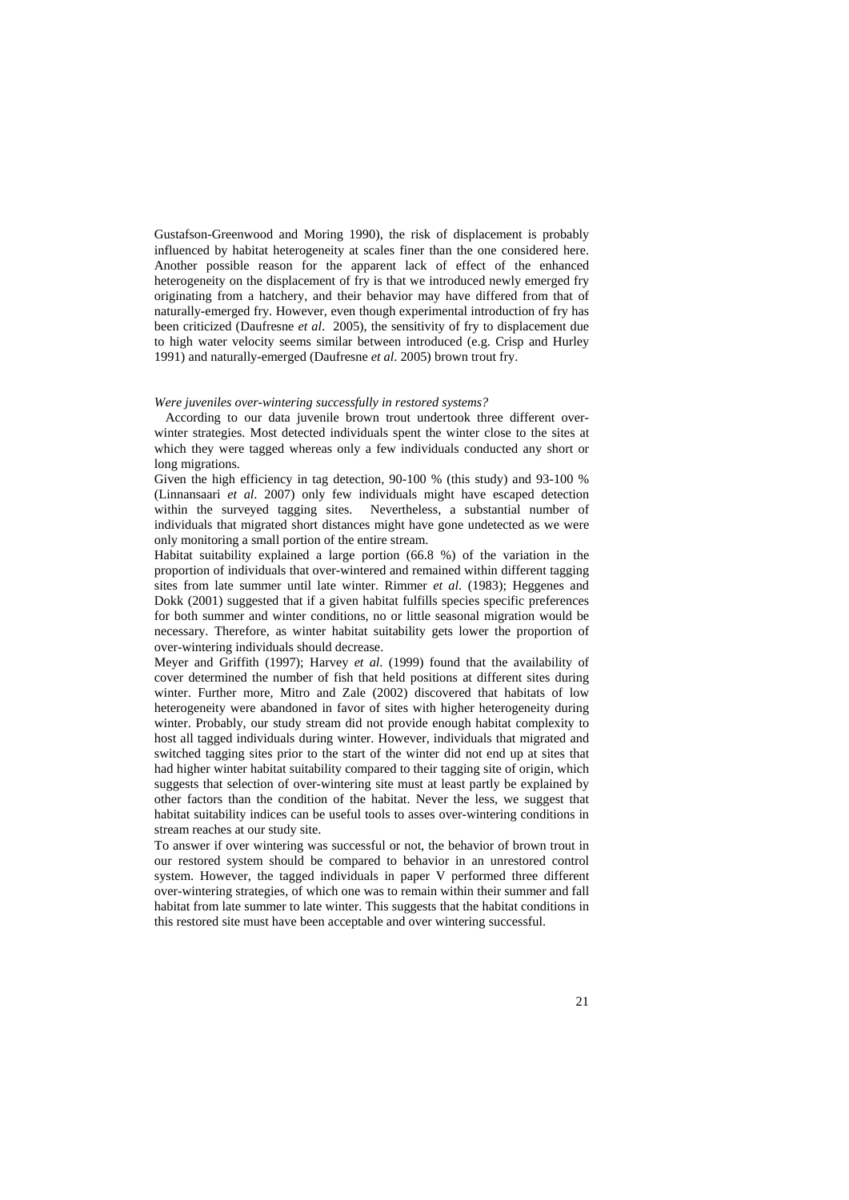Gustafson-Greenwood and Moring 1990), the risk of displacement is probably influenced by habitat heterogeneity at scales finer than the one considered here. Another possible reason for the apparent lack of effect of the enhanced heterogeneity on the displacement of fry is that we introduced newly emerged fry originating from a hatchery, and their behavior may have differed from that of naturally-emerged fry. However, even though experimental introduction of fry has been criticized (Daufresne *et al*. 2005), the sensitivity of fry to displacement due to high water velocity seems similar between introduced (e.g. Crisp and Hurley 1991) and naturally-emerged (Daufresne *et al*. 2005) brown trout fry.

*Were juveniles over-wintering successfully in restored systems?*

According to our data juvenile brown trout undertook three different over-winter strategies. Most detected individuals spent the winter close to the sites at which they were tagged whereas only a few individuals conducted any short or long migrations.

Given the high efficiency in tag detection, 90-100 % (this study) and 93-100 % (Linnansaari *et al*. 2007) only few individuals might have escaped detection within the surveyed tagging sites. Nevertheless, a substantial number of individuals that migrated short distances might have gone undetected as we were only monitoring a small portion of the entire stream.

Habitat suitability explained a large portion (66.8 %) of the variation in the proportion of individuals that over-wintered and remained within different tagging sites from late summer until late winter. Rimmer *et al*. (1983); Heggenes and Dokk (2001) suggested that if a given habitat fulfills species specific preferences for both summer and winter conditions, no or little seasonal migration would be necessary. Therefore, as winter habitat suitability gets lower the proportion of over-wintering individuals should decrease.

Meyer and Griffith (1997); Harvey *et al*. (1999) found that the availability of cover determined the number of fish that held positions at different sites during winter. Further more, Mitro and Zale (2002) discovered that habitats of low heterogeneity were abandoned in favor of sites with higher heterogeneity during winter. Probably, our study stream did not provide enough habitat complexity to host all tagged individuals during winter. However, individuals that migrated and switched tagging sites prior to the start of the winter did not end up at sites that had higher winter habitat suitability compared to their tagging site of origin, which suggests that selection of over-wintering site must at least partly be explained by other factors than the condition of the habitat. Never the less, we suggest that habitat suitability indices can be useful tools to asses over-wintering conditions in stream reaches at our study site.

To answer if over wintering was successful or not, the behavior of brown trout in our restored system should be compared to behavior in an unrestored control system. However, the tagged individuals in paper V performed three different over-wintering strategies, of which one was to remain within their summer and fall habitat from late summer to late winter. This suggests that the habitat conditions in this restored site must have been acceptable and over wintering successful.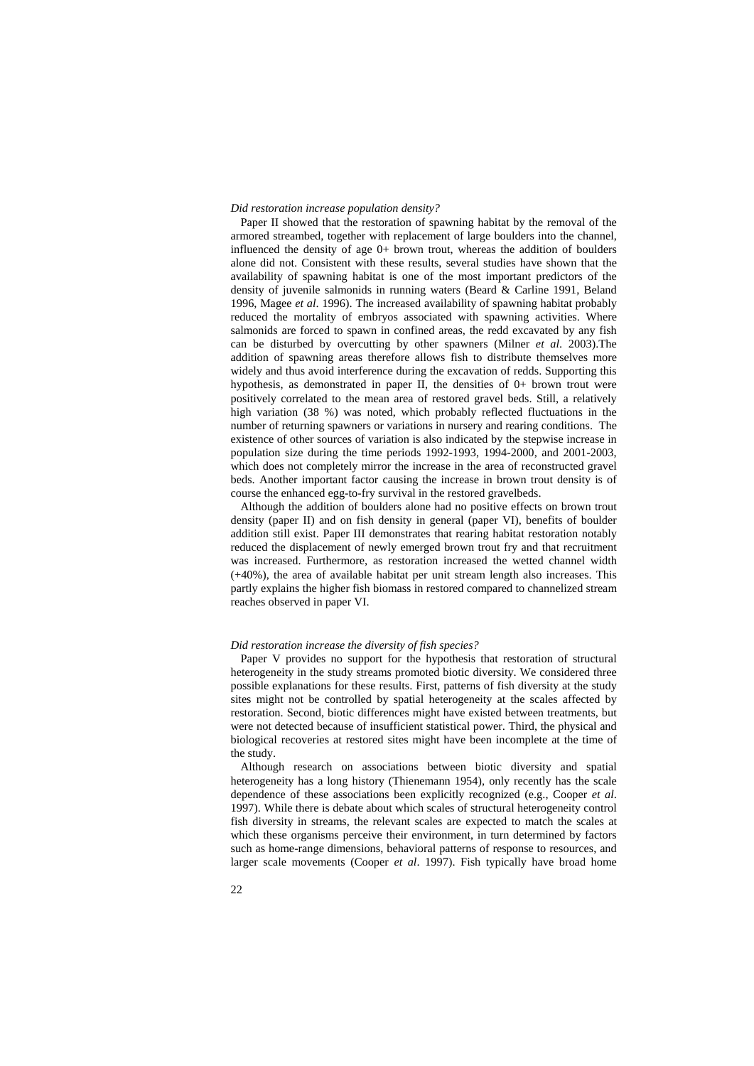*Did restoration increase population density?*

Paper II showed that the restoration of spawning habitat by the removal of the armored streambed, together with replacement of large boulders into the channel, influenced the density of age 0+ brown trout, whereas the addition of boulders alone did not. Consistent with these results, several studies have shown that the availability of spawning habitat is one of the most important predictors of the density of juvenile salmonids in running waters (Beard & Carline 1991, Beland 1996, Magee *et al*. 1996). The increased availability of spawning habitat probably reduced the mortality of embryos associated with spawning activities. Where salmonids are forced to spawn in confined areas, the redd excavated by any fish can be disturbed by overcutting by other spawners (Milner *et al*. 2003).The addition of spawning areas therefore allows fish to distribute themselves more widely and thus avoid interference during the excavation of redds. Supporting this hypothesis, as demonstrated in paper II, the densities of 0+ brown trout were positively correlated to the mean area of restored gravel beds. Still, a relatively high variation (38 %) was noted, which probably reflected fluctuations in the number of returning spawners or variations in nursery and rearing conditions. The existence of other sources of variation is also indicated by the stepwise increase in population size during the time periods 1992-1993, 1994-2000, and 2001-2003, which does not completely mirror the increase in the area of reconstructed gravel beds. Another important factor causing the increase in brown trout density is of course the enhanced egg-to-fry survival in the restored gravelbeds.

Although the addition of boulders alone had no positive effects on brown trout density (paper II) and on fish density in general (paper VI), benefits of boulder addition still exist. Paper III demonstrates that rearing habitat restoration notably reduced the displacement of newly emerged brown trout fry and that recruitment was increased. Furthermore, as restoration increased the wetted channel width (+40%), the area of available habitat per unit stream length also increases. This partly explains the higher fish biomass in restored compared to channelized stream reaches observed in paper VI.

*Did restoration increase the diversity of fish species?*

Paper V provides no support for the hypothesis that restoration of structural heterogeneity in the study streams promoted biotic diversity. We considered three possible explanations for these results. First, patterns of fish diversity at the study sites might not be controlled by spatial heterogeneity at the scales affected by restoration. Second, biotic differences might have existed between treatments, but were not detected because of insufficient statistical power. Third, the physical and biological recoveries at restored sites might have been incomplete at the time of the study.

Although research on associations between biotic diversity and spatial heterogeneity has a long history (Thienemann 1954), only recently has the scale dependence of these associations been explicitly recognized (e.g., Cooper *et al*. 1997). While there is debate about which scales of structural heterogeneity control fish diversity in streams, the relevant scales are expected to match the scales at which these organisms perceive their environment, in turn determined by factors such as home-range dimensions, behavioral patterns of response to resources, and larger scale movements (Cooper *et al*. 1997). Fish typically have broad home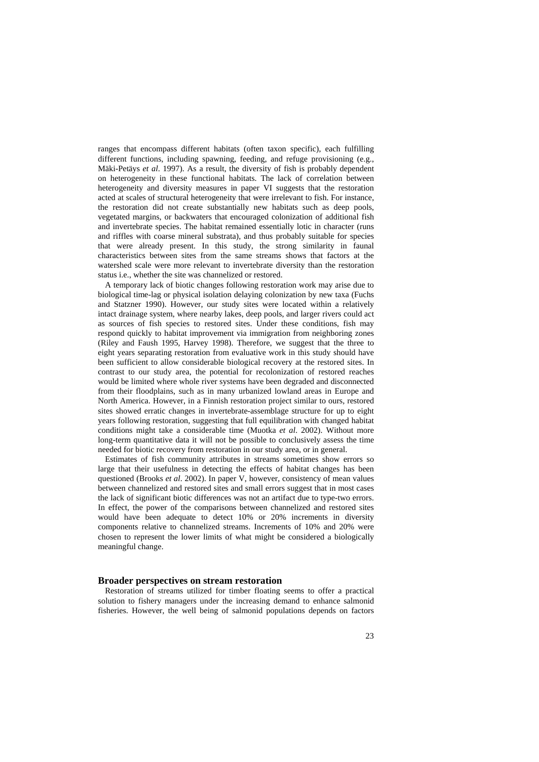ranges that encompass different habitats (often taxon specific), each fulfilling different functions, including spawning, feeding, and refuge provisioning (e.g., Mäki-Petäys *et al*. 1997). As a result, the diversity of fish is probably dependent on heterogeneity in these functional habitats. The lack of correlation between heterogeneity and diversity measures in paper VI suggests that the restoration acted at scales of structural heterogeneity that were irrelevant to fish. For instance, the restoration did not create substantially new habitats such as deep pools, vegetated margins, or backwaters that encouraged colonization of additional fish and invertebrate species. The habitat remained essentially lotic in character (runs and riffles with coarse mineral substrata), and thus probably suitable for species that were already present. In this study, the strong similarity in faunal characteristics between sites from the same streams shows that factors at the watershed scale were more relevant to invertebrate diversity than the restoration status i.e., whether the site was channelized or restored.

A temporary lack of biotic changes following restoration work may arise due to biological time-lag or physical isolation delaying colonization by new taxa (Fuchs and Statzner 1990). However, our study sites were located within a relatively intact drainage system, where nearby lakes, deep pools, and larger rivers could act as sources of fish species to restored sites. Under these conditions, fish may respond quickly to habitat improvement via immigration from neighboring zones (Riley and Faush 1995, Harvey 1998). Therefore, we suggest that the three to eight years separating restoration from evaluative work in this study should have been sufficient to allow considerable biological recovery at the restored sites. In contrast to our study area, the potential for recolonization of restored reaches would be limited where whole river systems have been degraded and disconnected from their floodplains, such as in many urbanized lowland areas in Europe and North America. However, in a Finnish restoration project similar to ours, restored sites showed erratic changes in invertebrate-assemblage structure for up to eight years following restoration, suggesting that full equilibration with changed habitat conditions might take a considerable time (Muotka *et al*. 2002). Without more long-term quantitative data it will not be possible to conclusively assess the time needed for biotic recovery from restoration in our study area, or in general.

Estimates of fish community attributes in streams sometimes show errors so large that their usefulness in detecting the effects of habitat changes has been questioned (Brooks *et al*. 2002). In paper V, however, consistency of mean values between channelized and restored sites and small errors suggest that in most cases the lack of significant biotic differences was not an artifact due to type-two errors. In effect, the power of the comparisons between channelized and restored sites would have been adequate to detect 10% or 20% increments in diversity components relative to channelized streams. Increments of 10% and 20% were chosen to represent the lower limits of what might be considered a biologically meaningful change.

## Broader perspectives on stream restoration

Restoration of streams utilized for timber floating seems to offer a practical solution to fishery managers under the increasing demand to enhance salmonid fisheries. However, the well being of salmonid populations depends on factors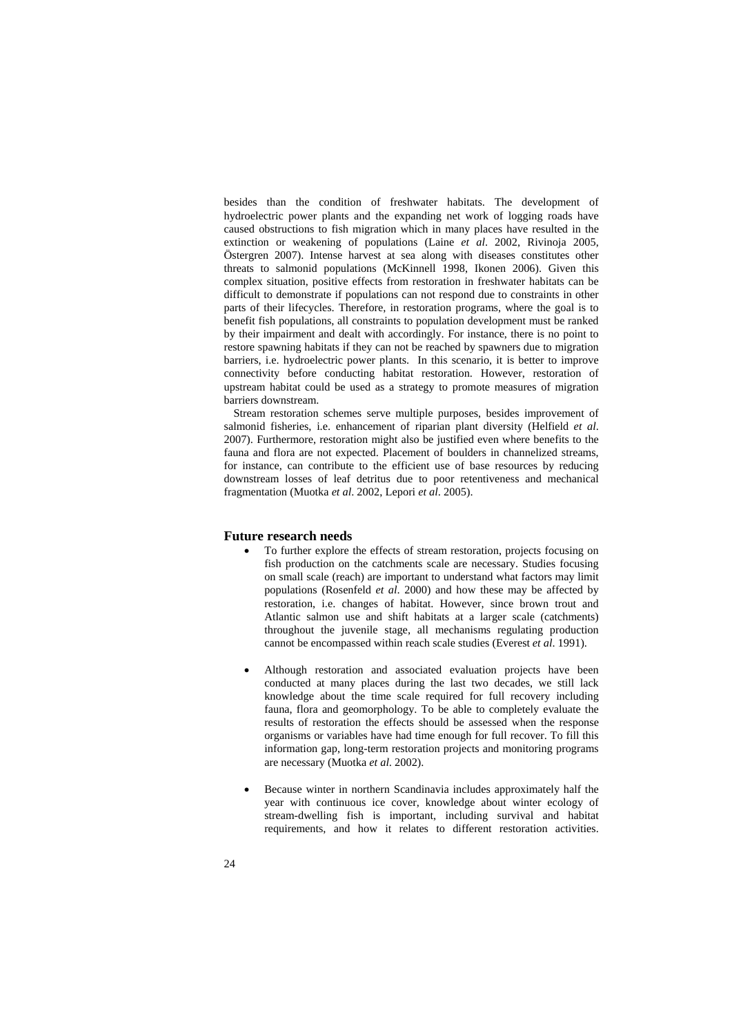besides than the condition of freshwater habitats. The development of hydroelectric power plants and the expanding net work of logging roads have caused obstructions to fish migration which in many places have resulted in the extinction or weakening of populations (Laine *et al*. 2002, Rivinoja 2005, Östergren 2007). Intense harvest at sea along with diseases constitutes other threats to salmonid populations (McKinnell 1998, Ikonen 2006). Given this complex situation, positive effects from restoration in freshwater habitats can be difficult to demonstrate if populations can not respond due to constraints in other parts of their lifecycles. Therefore, in restoration programs, where the goal is to benefit fish populations, all constraints to population development must be ranked by their impairment and dealt with accordingly. For instance, there is no point to restore spawning habitats if they can not be reached by spawners due to migration barriers, i.e. hydroelectric power plants. In this scenario, it is better to improve connectivity before conducting habitat restoration. However, restoration of upstream habitat could be used as a strategy to promote measures of migration barriers downstream.

Stream restoration schemes serve multiple purposes, besides improvement of salmonid fisheries, i.e. enhancement of riparian plant diversity (Helfield *et al*. 2007). Furthermore, restoration might also be justified even where benefits to the fauna and flora are not expected. Placement of boulders in channelized streams, for instance, can contribute to the efficient use of base resources by reducing downstream losses of leaf detritus due to poor retentiveness and mechanical fragmentation (Muotka *et al*. 2002, Lepori *et al*. 2005).

## Future research needs

- To further explore the effects of stream restoration, projects focusing on fish production on the catchments scale are necessary. Studies focusing on small scale (reach) are important to understand what factors may limit populations (Rosenfeld *et al*. 2000) and how these may be affected by restoration, i.e. changes of habitat. However, since brown trout and Atlantic salmon use and shift habitats at a larger scale (catchments) throughout the juvenile stage, all mechanisms regulating production cannot be encompassed within reach scale studies (Everest *et al*. 1991).

- Although restoration and associated evaluation projects have been conducted at many places during the last two decades, we still lack knowledge about the time scale required for full recovery including fauna, flora and geomorphology. To be able to completely evaluate the results of restoration the effects should be assessed when the response organisms or variables have had time enough for full recover. To fill this information gap, long-term restoration projects and monitoring programs are necessary (Muotka *et al.* 2002).

- Because winter in northern Scandinavia includes approximately half the year with continuous ice cover, knowledge about winter ecology of stream-dwelling fish is important, including survival and habitat requirements, and how it relates to different restoration activities.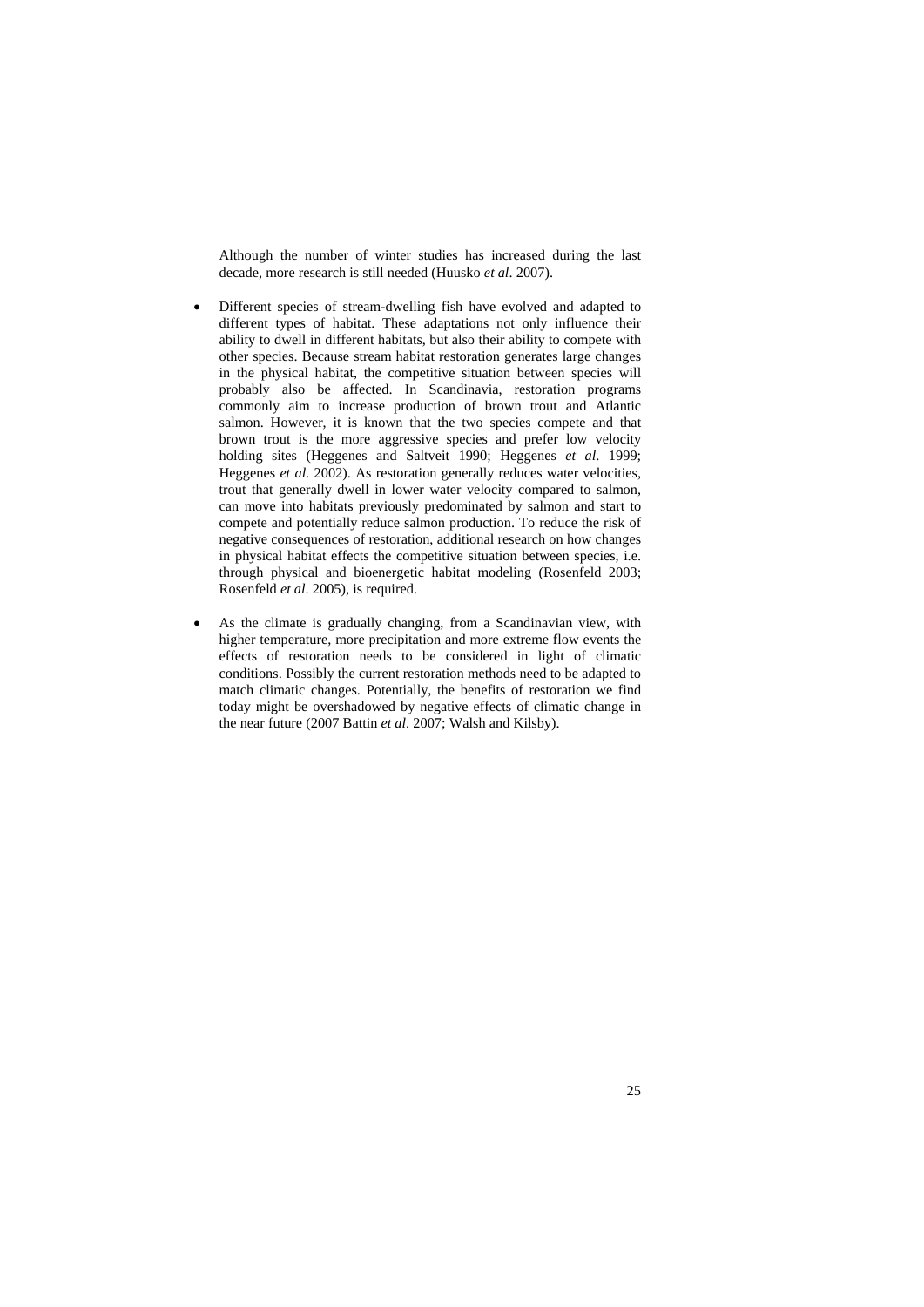Although the number of winter studies has increased during the last decade, more research is still needed (Huusko *et al*. 2007).

- Different species of stream-dwelling fish have evolved and adapted to different types of habitat. These adaptations not only influence their ability to dwell in different habitats, but also their ability to compete with other species. Because stream habitat restoration generates large changes in the physical habitat, the competitive situation between species will probably also be affected. In Scandinavia, restoration programs commonly aim to increase production of brown trout and Atlantic salmon. However, it is known that the two species compete and that brown trout is the more aggressive species and prefer low velocity holding sites (Heggenes and Saltveit 1990; Heggenes *et al*. 1999; Heggenes *et al.* 2002). As restoration generally reduces water velocities, trout that generally dwell in lower water velocity compared to salmon, can move into habitats previously predominated by salmon and start to compete and potentially reduce salmon production. To reduce the risk of negative consequences of restoration, additional research on how changes in physical habitat effects the competitive situation between species, i.e. through physical and bioenergetic habitat modeling (Rosenfeld 2003; Rosenfeld *et al*. 2005), is required.

- As the climate is gradually changing, from a Scandinavian view, with higher temperature, more precipitation and more extreme flow events the effects of restoration needs to be considered in light of climatic conditions. Possibly the current restoration methods need to be adapted to match climatic changes. Potentially, the benefits of restoration we find today might be overshadowed by negative effects of climatic change in the near future (2007 Battin *et al*. 2007; Walsh and Kilsby).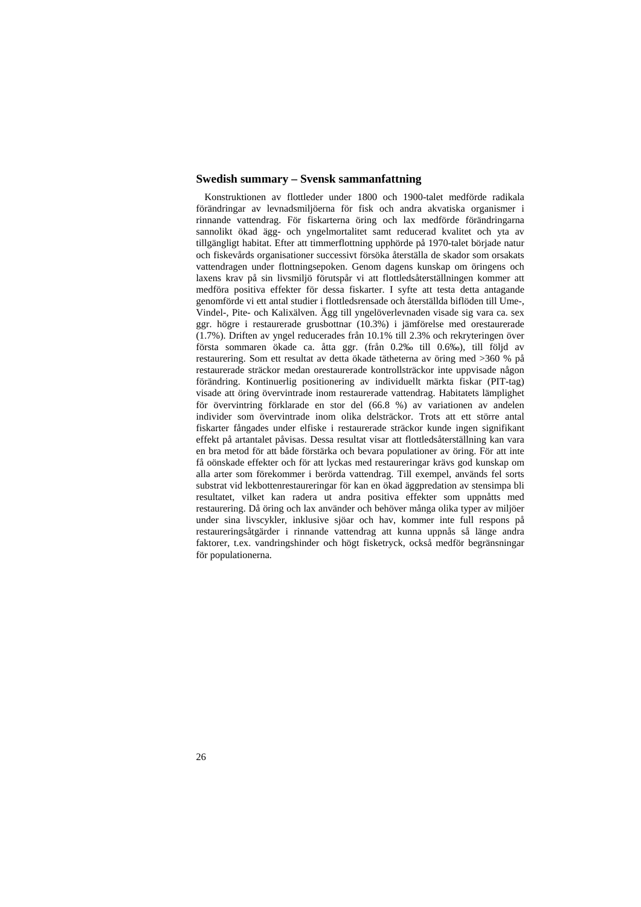## Swedish summary – Svensk sammanfattning

Konstruktionen av flottleder under 1800 och 1900-talet medförde radikala förändringar av levnadsmiljöerna för fisk och andra akvatiska organismer i rinnande vattendrag. För fiskarterna öring och lax medförde förändringarna sannolikt ökad ägg- och yngelmortalitet samt reducerad kvalitet och yta av tillgängligt habitat. Efter att timmerflottning upphörde på 1970-talet började natur och fiskevårds organisationer successivt försöka återställa de skador som orsakats vattendragen under flottningsepoken. Genom dagens kunskap om öringens och laxens krav på sin livsmiljö förutspår vi att flottledsåterställningen kommer att medföra positiva effekter för dessa fiskarter. I syfte att testa detta antagande genomförde vi ett antal studier i flottledsrensade och återställda biflöden till Ume-, Vindel-, Pite- och Kalixälven. Ägg till yngelöverlevnaden visade sig vara ca. sex ggr. högre i restaurerade grusbottnar (10.3%) i jämförelse med orestaurerade (1.7%). Driften av yngel reducerades från 10.1% till 2.3% och rekryteringen över första sommaren ökade ca. åtta ggr. (från 0.2‰ till 0.6‰), till följd av restaurering. Som ett resultat av detta ökade tätheterna av öring med >360 % på restaurerade sträckor medan orestaurerade kontrollsträckor inte uppvisade någon förändring. Kontinuerlig positionering av individuellt märkta fiskar (PIT-tag) visade att öring övervintrade inom restaurerade vattendrag. Habitatets lämplighet för övervintring förklarade en stor del (66.8 %) av variationen av andelen individer som övervintrade inom olika delsträckor. Trots att ett större antal fiskarter fångades under elfiske i restaurerade sträckor kunde ingen signifikant effekt på artantalet påvisas. Dessa resultat visar att flottledsåterställning kan vara en bra metod för att både förstärka och bevara populationer av öring. För att inte få oönskade effekter och för att lyckas med restaureringar krävs god kunskap om alla arter som förekommer i berörda vattendrag. Till exempel, används fel sorts substrat vid lekbottenrestaureringar för kan en ökad äggpredation av stensimpa bli resultatet, vilket kan radera ut andra positiva effekter som uppnåtts med restaurering. Då öring och lax använder och behöver många olika typer av miljöer under sina livscykler, inklusive sjöar och hav, kommer inte full respons på restaureringsåtgärder i rinnande vattendrag att kunna uppnås så länge andra faktorer, t.ex. vandringshinder och högt fisketryck, också medför begränsningar för populationerna.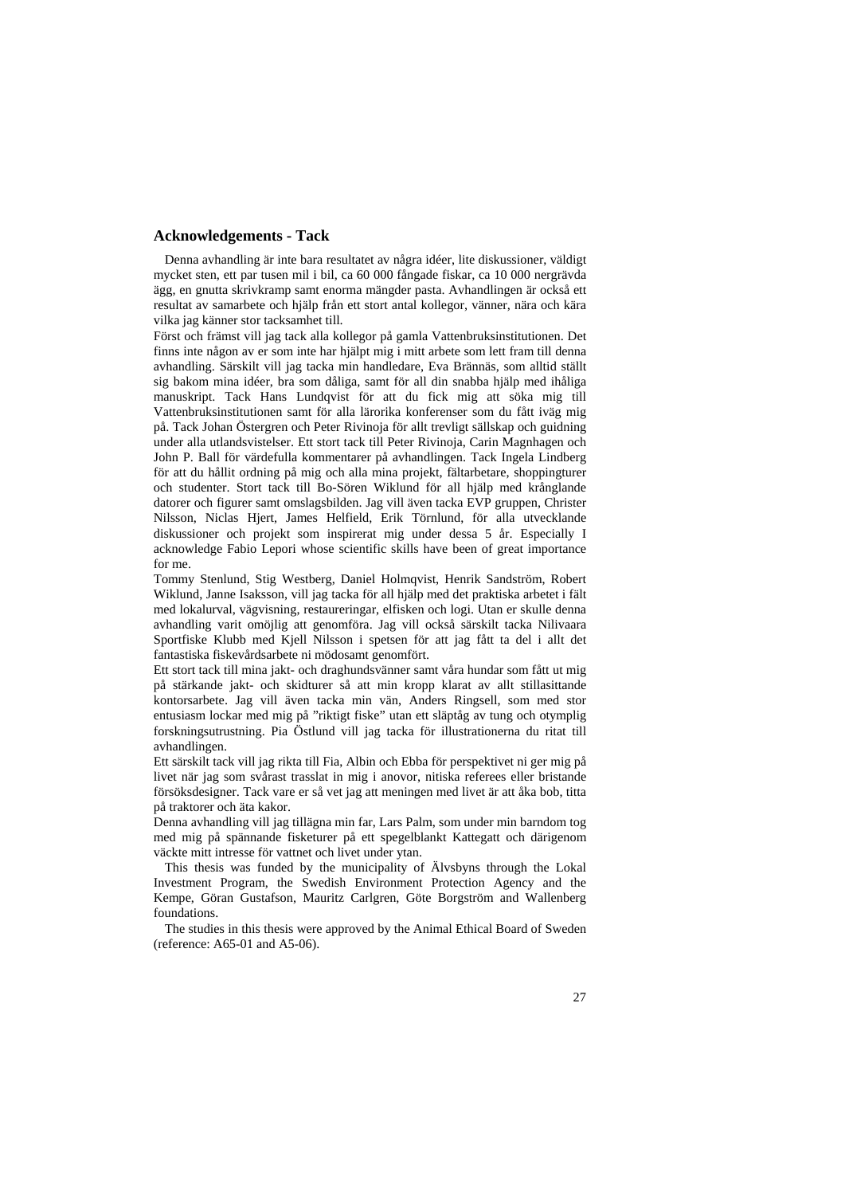## Acknowledgements - Tack

Denna avhandling är inte bara resultatet av några idéer, lite diskussioner, väldigt mycket sten, ett par tusen mil i bil, ca 60 000 fångade fiskar, ca 10 000 nergrävda ägg, en gnutta skrivkramp samt enorma mängder pasta. Avhandlingen är också ett resultat av samarbete och hjälp från ett stort antal kollegor, vänner, nära och kära vilka jag känner stor tacksamhet till.

Först och främst vill jag tack alla kollegor på gamla Vattenbruksinstitutionen. Det finns inte någon av er som inte har hjälpt mig i mitt arbete som lett fram till denna avhandling. Särskilt vill jag tacka min handledare, Eva Brännäs, som alltid ställt sig bakom mina idéer, bra som dåliga, samt för all din snabba hjälp med ihåliga manuskript. Tack Hans Lundqvist för att du fick mig att söka mig till Vattenbruksinstitutionen samt för alla lärorika konferenser som du fått iväg mig på. Tack Johan Östergren och Peter Rivinoja för allt trevligt sällskap och guidning under alla utlandsvistelser. Ett stort tack till Peter Rivinoja, Carin Magnhagen och John P. Ball för värdefulla kommentarer på avhandlingen. Tack Ingela Lindberg för att du hållit ordning på mig och alla mina projekt, fältarbetare, shoppingturer och studenter. Stort tack till Bo-Sören Wiklund för all hjälp med krånglande datorer och figurer samt omslagsbilden. Jag vill även tacka EVP gruppen, Christer Nilsson, Niclas Hjert, James Helfield, Erik Törnlund, för alla utvecklande diskussioner och projekt som inspirerat mig under dessa 5 år. Especially I acknowledge Fabio Lepori whose scientific skills have been of great importance for me.

Tommy Stenlund, Stig Westberg, Daniel Holmqvist, Henrik Sandström, Robert Wiklund, Janne Isaksson, vill jag tacka för all hjälp med det praktiska arbetet i fält med lokalurval, vägvisning, restaureringar, elfisken och logi. Utan er skulle denna avhandling varit omöjlig att genomföra. Jag vill också särskilt tacka Nilivaara Sportfiske Klubb med Kjell Nilsson i spetsen för att jag fått ta del i allt det fantastiska fiskevårdsarbete ni mödosamt genomfört.

Ett stort tack till mina jakt- och draghundsvänner samt våra hundar som fått ut mig på stärkande jakt- och skidturer så att min kropp klarat av allt stillasittande kontorsarbete. Jag vill även tacka min vän, Anders Ringsell, som med stor entusiasm lockar med mig på "riktigt fiske" utan ett släptåg av tung och otymplig forskningsutrustning. Pia Östlund vill jag tacka för illustrationerna du ritat till avhandlingen.

Ett särskilt tack vill jag rikta till Fia, Albin och Ebba för perspektivet ni ger mig på livet när jag som svårast trasslat in mig i anovor, nitiska referees eller bristande försöksdesigner. Tack vare er så vet jag att meningen med livet är att åka bob, titta på traktorer och äta kakor.

Denna avhandling vill jag tillägna min far, Lars Palm, som under min barndom tog med mig på spännande fisketurer på ett spegelblankt Kattegatt och därigenom väckte mitt intresse för vattnet och livet under ytan.

This thesis was funded by the municipality of Älvsbyns through the Lokal Investment Program, the Swedish Environment Protection Agency and the Kempe, Göran Gustafson, Mauritz Carlgren, Göte Borgström and Wallenberg foundations.

The studies in this thesis were approved by the Animal Ethical Board of Sweden (reference: A65-01 and A5-06).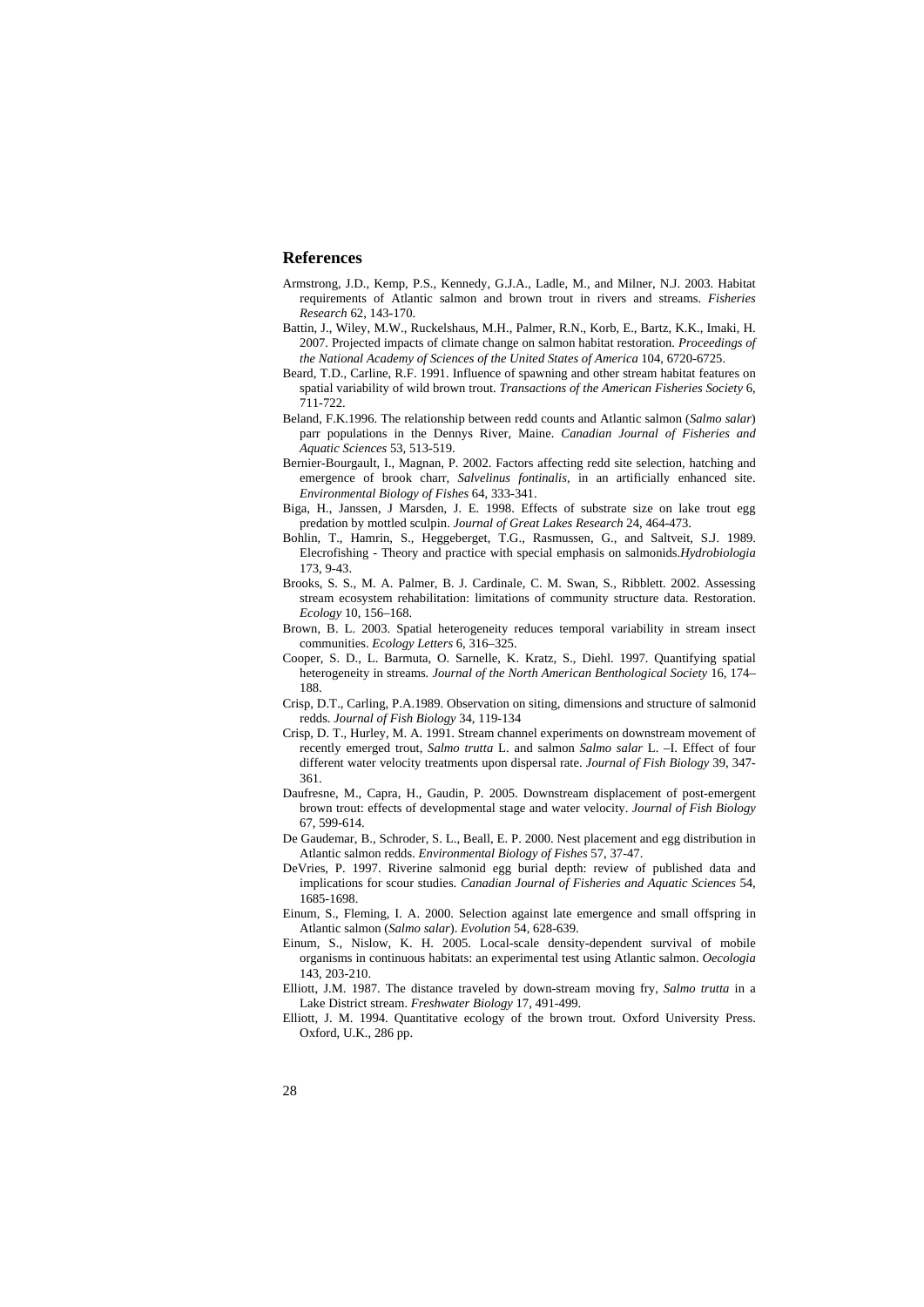## References

Armstrong, J.D., Kemp, P.S., Kennedy, G.J.A., Ladle, M., and Milner, N.J. 2003. Habitat requirements of Atlantic salmon and brown trout in rivers and streams. *Fisheries Research* 62, 143-170.

Battin, J., Wiley, M.W., Ruckelshaus, M.H., Palmer, R.N., Korb, E., Bartz, K.K., Imaki, H. 2007. Projected impacts of climate change on salmon habitat restoration. *Proceedings of the National Academy of Sciences of the United States of America* 104, 6720-6725.

Beard, T.D., Carline, R.F. 1991. Influence of spawning and other stream habitat features on spatial variability of wild brown trout. *Transactions of the American Fisheries Society* 6, 711-722.

Beland, F.K.1996. The relationship between redd counts and Atlantic salmon (*Salmo salar*) parr populations in the Dennys River, Maine. *Canadian Journal of Fisheries and Aquatic Sciences* 53, 513-519.

Bernier-Bourgault, I., Magnan, P. 2002. Factors affecting redd site selection, hatching and emergence of brook charr, *Salvelinus fontinalis*, in an artificially enhanced site. *Environmental Biology of Fishes* 64, 333-341.

Biga, H., Janssen, J Marsden, J. E. 1998. Effects of substrate size on lake trout egg predation by mottled sculpin. *Journal of Great Lakes Research* 24, 464-473.

Bohlin, T., Hamrin, S., Heggeberget, T.G., Rasmussen, G., and Saltveit, S.J. 1989. Elecrofishing - Theory and practice with special emphasis on salmonids.*Hydrobiologia* 173, 9-43.

Brooks, S. S., M. A. Palmer, B. J. Cardinale, C. M. Swan, S., Ribblett. 2002. Assessing stream ecosystem rehabilitation: limitations of community structure data. Restoration. *Ecology* 10, 156–168.

Brown, B. L. 2003. Spatial heterogeneity reduces temporal variability in stream insect communities. *Ecology Letters* 6, 316–325.

Cooper, S. D., L. Barmuta, O. Sarnelle, K. Kratz, S., Diehl. 1997. Quantifying spatial heterogeneity in streams. *Journal of the North American Benthological Society* 16, 174–188.

Crisp, D.T., Carling, P.A.1989. Observation on siting, dimensions and structure of salmonid redds. *Journal of Fish Biology* 34, 119-134

Crisp, D. T., Hurley, M. A. 1991. Stream channel experiments on downstream movement of recently emerged trout, *Salmo trutta* L. and salmon *Salmo salar* L. –I. Effect of four different water velocity treatments upon dispersal rate. *Journal of Fish Biology* 39, 347-361.

Daufresne, M., Capra, H., Gaudin, P. 2005. Downstream displacement of post-emergent brown trout: effects of developmental stage and water velocity. *Journal of Fish Biology* 67, 599-614.

De Gaudemar, B., Schroder, S. L., Beall, E. P. 2000. Nest placement and egg distribution in Atlantic salmon redds. *Environmental Biology of Fishes* 57, 37-47.

DeVries, P. 1997. Riverine salmonid egg burial depth: review of published data and implications for scour studies. *Canadian Journal of Fisheries and Aquatic Sciences* 54, 1685-1698.

Einum, S., Fleming, I. A. 2000. Selection against late emergence and small offspring in Atlantic salmon (*Salmo salar*). *Evolution* 54, 628-639.

Einum, S., Nislow, K. H. 2005. Local-scale density-dependent survival of mobile organisms in continuous habitats: an experimental test using Atlantic salmon. *Oecologia* 143, 203-210.

Elliott, J.M. 1987. The distance traveled by down-stream moving fry, *Salmo trutta* in a Lake District stream. *Freshwater Biology* 17, 491-499.

Elliott, J. M. 1994. Quantitative ecology of the brown trout. Oxford University Press. Oxford, U.K., 286 pp.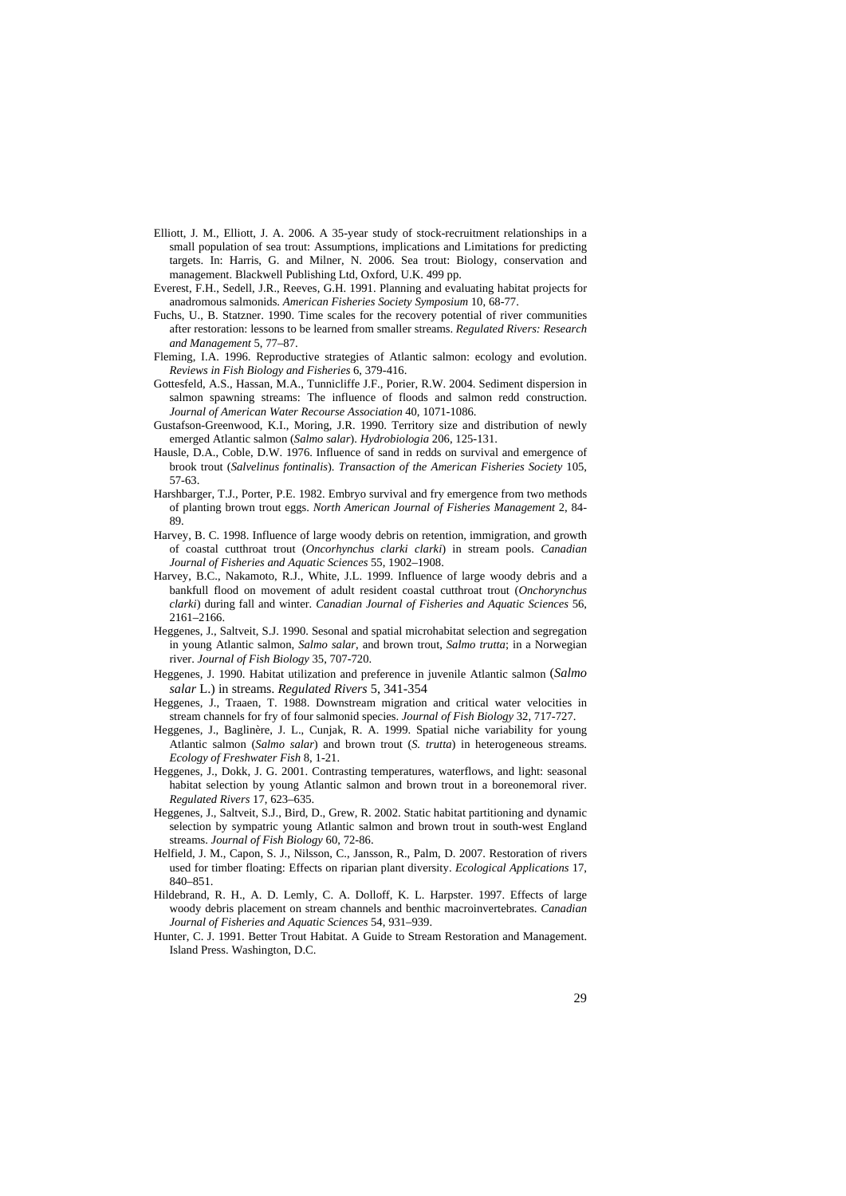Elliott, J. M., Elliott, J. A. 2006. A 35-year study of stock-recruitment relationships in a small population of sea trout: Assumptions, implications and Limitations for predicting targets. In: Harris, G. and Milner, N. 2006. Sea trout: Biology, conservation and management. Blackwell Publishing Ltd, Oxford, U.K. 499 pp.

Everest, F.H., Sedell, J.R., Reeves, G.H. 1991. Planning and evaluating habitat projects for anadromous salmonids. *American Fisheries Society Symposium* 10, 68-77.

Fuchs, U., B. Statzner. 1990. Time scales for the recovery potential of river communities after restoration: lessons to be learned from smaller streams. *Regulated Rivers: Research and Management* 5, 77–87.

Fleming, I.A. 1996. Reproductive strategies of Atlantic salmon: ecology and evolution. *Reviews in Fish Biology and Fisheries* 6, 379-416.

Gottesfeld, A.S., Hassan, M.A., Tunnicliffe J.F., Porier, R.W. 2004. Sediment dispersion in salmon spawning streams: The influence of floods and salmon redd construction. *Journal of American Water Recourse Association* 40, 1071-1086.

Gustafson-Greenwood, K.I., Moring, J.R. 1990. Territory size and distribution of newly emerged Atlantic salmon (*Salmo salar*). *Hydrobiologia* 206, 125-131.

Hausle, D.A., Coble, D.W. 1976. Influence of sand in redds on survival and emergence of brook trout (*Salvelinus fontinalis*). *Transaction of the American Fisheries Society* 105, 57-63.

Harshbarger, T.J., Porter, P.E. 1982. Embryo survival and fry emergence from two methods of planting brown trout eggs. *North American Journal of Fisheries Management* 2, 84-89.

Harvey, B. C. 1998. Influence of large woody debris on retention, immigration, and growth of coastal cutthroat trout (*Oncorhynchus clarki clarki*) in stream pools. *Canadian Journal of Fisheries and Aquatic Sciences* 55, 1902–1908.

Harvey, B.C., Nakamoto, R.J., White, J.L. 1999. Influence of large woody debris and a bankfull flood on movement of adult resident coastal cutthroat trout (*Onchorynchus clarki*) during fall and winter. *Canadian Journal of Fisheries and Aquatic Sciences* 56, 2161–2166.

Heggenes, J., Saltveit, S.J. 1990. Sesonal and spatial microhabitat selection and segregation in young Atlantic salmon, *Salmo salar*, and brown trout, *Salmo trutta*; in a Norwegian river. *Journal of Fish Biology* 35, 707-720.

Heggenes, J. 1990. Habitat utilization and preference in juvenile Atlantic salmon (*Salmo salar* L.) in streams. *Regulated Rivers* 5, 341-354

Heggenes, J., Traaen, T. 1988. Downstream migration and critical water velocities in stream channels for fry of four salmonid species. *Journal of Fish Biology* 32, 717-727.

Heggenes, J., Baglinère, J. L., Cunjak, R. A. 1999. Spatial niche variability for young Atlantic salmon (*Salmo salar*) and brown trout (*S. trutta*) in heterogeneous streams. *Ecology of Freshwater Fish* 8, 1-21.

Heggenes, J., Dokk, J. G. 2001. Contrasting temperatures, waterflows, and light: seasonal habitat selection by young Atlantic salmon and brown trout in a boreonemoral river. *Regulated Rivers* 17, 623–635.

Heggenes, J., Saltveit, S.J., Bird, D., Grew, R. 2002. Static habitat partitioning and dynamic selection by sympatric young Atlantic salmon and brown trout in south-west England streams. *Journal of Fish Biology* 60, 72-86.

Helfield, J. M., Capon, S. J., Nilsson, C., Jansson, R., Palm, D. 2007. Restoration of rivers used for timber floating: Effects on riparian plant diversity. *Ecological Applications* 17, 840–851.

Hildebrand, R. H., A. D. Lemly, C. A. Dolloff, K. L. Harpster. 1997. Effects of large woody debris placement on stream channels and benthic macroinvertebrates. *Canadian Journal of Fisheries and Aquatic Sciences* 54, 931–939.

Hunter, C. J. 1991. Better Trout Habitat. A Guide to Stream Restoration and Management. Island Press. Washington, D.C.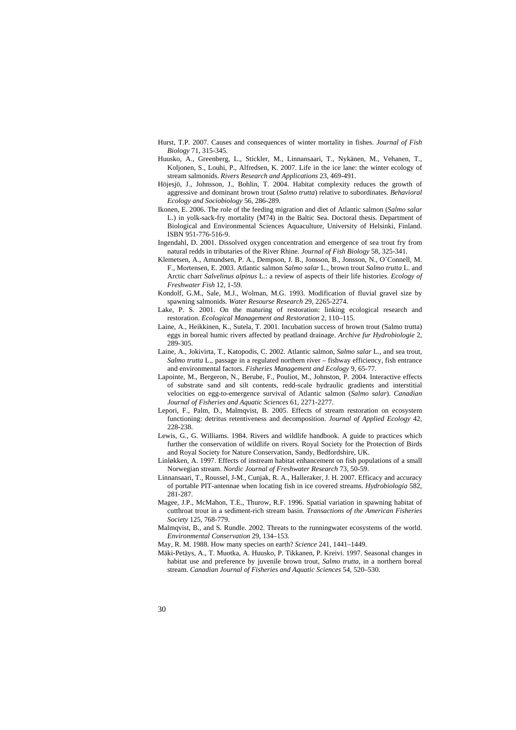Hurst, T.P. 2007. Causes and consequences of winter mortality in fishes. *Journal of Fish Biology* 71, 315-345.

Huusko, A., Greenberg, L., Stickler, M., Linnansaari, T., Nykänen, M., Vehanen, T., Koljonen, S., Louhi, P., Alfredsen, K. 2007. Life in the ice lane: the winter ecology of stream salmonids. *Rivers Research and Applications* 23, 469-491.

Höjesjö, J., Johnsson, J., Bohlin, T. 2004. Habitat complexity reduces the growth of aggressive and dominant brown trout (*Salmo trutta*) relative to subordinates. *Behavioral Ecology and Sociobiology* 56, 286-289.

Ikonen, E. 2006. The role of the feeding migration and diet of Atlantic salmon (*Salmo salar* L.) in yolk-sack-fry mortality (M74) in the Baltic Sea. Doctoral thesis. Department of Biological and Environmental Sciences Aquaculture, University of Helsinki, Finland. ISBN 951-776-516-9.

Ingendahl, D. 2001. Dissolved oxygen concentration and emergence of sea trout fry from natural redds in tributaries of the River Rhine. *Journal of Fish Biology* 58, 325-341.

Klemetsen, A., Amundsen, P. A., Dempson, J. B., Jonsson, B., Jonsson, N., O`Connell, M. F., Mortensen, E. 2003. Atlantic salmon *Salmo salar* L., brown trout *Salmo trutta* L. and Arctic charr *Salvelinus alpinus* L.: a review of aspects of their life histories. *Ecology of Freshwater Fish* 12, 1-59.

Kondolf, G.M., Sale, M.J., Wolman, M.G. 1993. Modification of fluvial gravel size by spawning salmonids. *Water Resourse Research* 29, 2265-2274.

Lake, P. S. 2001. On the maturing of restoration: linking ecological research and restoration. *Ecological Management and Restoration* 2, 110–115.

Laine, A., Heikkinen, K., Sutela, T. 2001. Incubation success of brown trout (Salmo trutta) eggs in boreal humic rivers affected by peatland drainage. *Archive fur Hydrobiologie* 2, 289-305.

Laine, A., Jokivirta, T., Katopodis, C. 2002. Atlantic salmon, *Salmo salar* L., and sea trout, *Salmo trutta* L., passage in a regulated northern river – fishway efficiency, fish entrance and environmental factors. *Fisheries Management and Ecology* 9, 65-77.

Lapointe, M., Bergeron, N., Berube, F., Pouliot, M., Johnston, P. 2004. Interactive effects of substrate sand and silt contents, redd-scale hydraulic gradients and interstitial velocities on egg-to-emergence survival of Atlantic salmon (*Salmo salar*). *Canadian Journal of Fisheries and Aquatic Sciences* 61, 2271-2277.

Lepori, F., Palm, D., Malmqvist, B. 2005. Effects of stream restoration on ecosystem functioning: detritus retentiveness and decomposition. *Journal of Applied Ecology* 42, 228-238.

Lewis, G., G. Williams. 1984. Rivers and wildlife handbook. A guide to practices which further the conservation of wildlife on rivers. Royal Society for the Protection of Birds and Royal Society for Nature Conservation, Sandy, Bedfordshire, UK.

Linløkken, A. 1997. Effects of instream habitat enhancement on fish populations of a small Norwegian stream. *Nordic Journal of Freshwater Research* 73, 50-59.

Linnansaari, T., Roussel, J-M., Cunjak, R. A., Halleraker, J. H. 2007. Efficacy and accuracy of portable PIT-antennae when locating fish in ice covered streams. *Hydrobiologia* 582, 281-287.

Magee, J.P., McMahon, T.E., Thurow, R.F. 1996. Spatial variation in spawning habitat of cutthroat trout in a sediment-rich stream basin. *Transactions of the American Fisheries Society* 125, 768-779.

Malmqvist, B., and S. Rundle. 2002. Threats to the runningwater ecosystems of the world. *Environmental Conservation* 29, 134–153.

May, R. M. 1988. How many species on earth? *Science* 241, 1441–1449.

Mäki-Petäys, A., T. Muotka, A. Huusko, P. Tikkanen, P. Kreivi. 1997. Seasonal changes in habitat use and preference by juvenile brown trout, *Salmo trutta*, in a northern boreal stream. *Canadian Journal of Fisheries and Aquatic Sciences* 54, 520–530.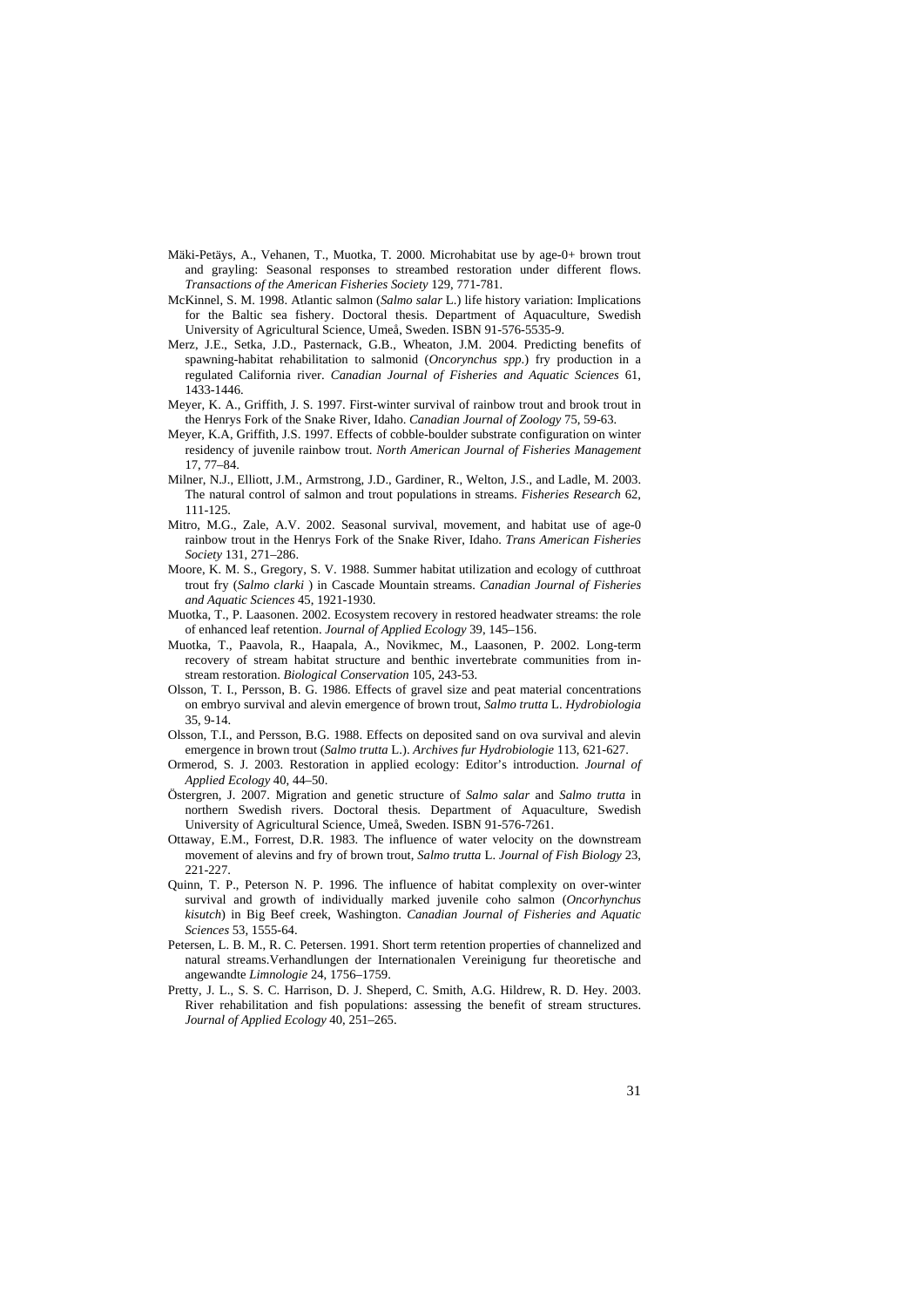Mäki-Petäys, A., Vehanen, T., Muotka, T. 2000. Microhabitat use by age-0+ brown trout and grayling: Seasonal responses to streambed restoration under different flows. *Transactions of the American Fisheries Society* 129, 771-781.

McKinnel, S. M. 1998. Atlantic salmon (*Salmo salar* L.) life history variation: Implications for the Baltic sea fishery. Doctoral thesis. Department of Aquaculture, Swedish University of Agricultural Science, Umeå, Sweden. ISBN 91-576-5535-9.

Merz, J.E., Setka, J.D., Pasternack, G.B., Wheaton, J.M. 2004. Predicting benefits of spawning-habitat rehabilitation to salmonid (*Oncorynchus spp.*) fry production in a regulated California river. *Canadian Journal of Fisheries and Aquatic Sciences* 61, 1433-1446.

Meyer, K. A., Griffith, J. S. 1997. First-winter survival of rainbow trout and brook trout in the Henrys Fork of the Snake River, Idaho. *Canadian Journal of Zoology* 75, 59-63.

Meyer, K.A, Griffith, J.S. 1997. Effects of cobble-boulder substrate configuration on winter residency of juvenile rainbow trout. *North American Journal of Fisheries Management* 17, 77–84.

Milner, N.J., Elliott, J.M., Armstrong, J.D., Gardiner, R., Welton, J.S., and Ladle, M. 2003. The natural control of salmon and trout populations in streams. *Fisheries Research* 62, 111-125.

Mitro, M.G., Zale, A.V. 2002. Seasonal survival, movement, and habitat use of age-0 rainbow trout in the Henrys Fork of the Snake River, Idaho. *Trans American Fisheries Society* 131, 271–286.

Moore, K. M. S., Gregory, S. V. 1988. Summer habitat utilization and ecology of cutthroat trout fry (*Salmo clarki* ) in Cascade Mountain streams. *Canadian Journal of Fisheries and Aquatic Sciences* 45, 1921-1930.

Muotka, T., P. Laasonen. 2002. Ecosystem recovery in restored headwater streams: the role of enhanced leaf retention. *Journal of Applied Ecology* 39, 145–156.

Muotka, T., Paavola, R., Haapala, A., Novikmec, M., Laasonen, P. 2002. Long-term recovery of stream habitat structure and benthic invertebrate communities from in-stream restoration. *Biological Conservation* 105, 243-53.

Olsson, T. I., Persson, B. G. 1986. Effects of gravel size and peat material concentrations on embryo survival and alevin emergence of brown trout, *Salmo trutta* L. *Hydrobiologia* 35, 9-14.

Olsson, T.I., and Persson, B.G. 1988. Effects on deposited sand on ova survival and alevin emergence in brown trout (*Salmo trutta* L.). *Archives fur Hydrobiologie* 113, 621-627.

Ormerod, S. J. 2003. Restoration in applied ecology: Editor's introduction. *Journal of Applied Ecology* 40, 44–50.

Östergren, J. 2007. Migration and genetic structure of *Salmo salar* and *Salmo trutta* in northern Swedish rivers. Doctoral thesis. Department of Aquaculture, Swedish University of Agricultural Science, Umeå, Sweden. ISBN 91-576-7261.

Ottaway, E.M., Forrest, D.R. 1983. The influence of water velocity on the downstream movement of alevins and fry of brown trout, *Salmo trutta* L. *Journal of Fish Biology* 23, 221-227.

Quinn, T. P., Peterson N. P. 1996. The influence of habitat complexity on over-winter survival and growth of individually marked juvenile coho salmon (*Oncorhynchus kisutch*) in Big Beef creek, Washington. *Canadian Journal of Fisheries and Aquatic Sciences* 53, 1555-64.

Petersen, L. B. M., R. C. Petersen. 1991. Short term retention properties of channelized and natural streams.Verhandlungen der Internationalen Vereinigung fur theoretische and angewandte *Limnologie* 24, 1756–1759.

Pretty, J. L., S. S. C. Harrison, D. J. Sheperd, C. Smith, A.G. Hildrew, R. D. Hey. 2003. River rehabilitation and fish populations: assessing the benefit of stream structures. *Journal of Applied Ecology* 40, 251–265.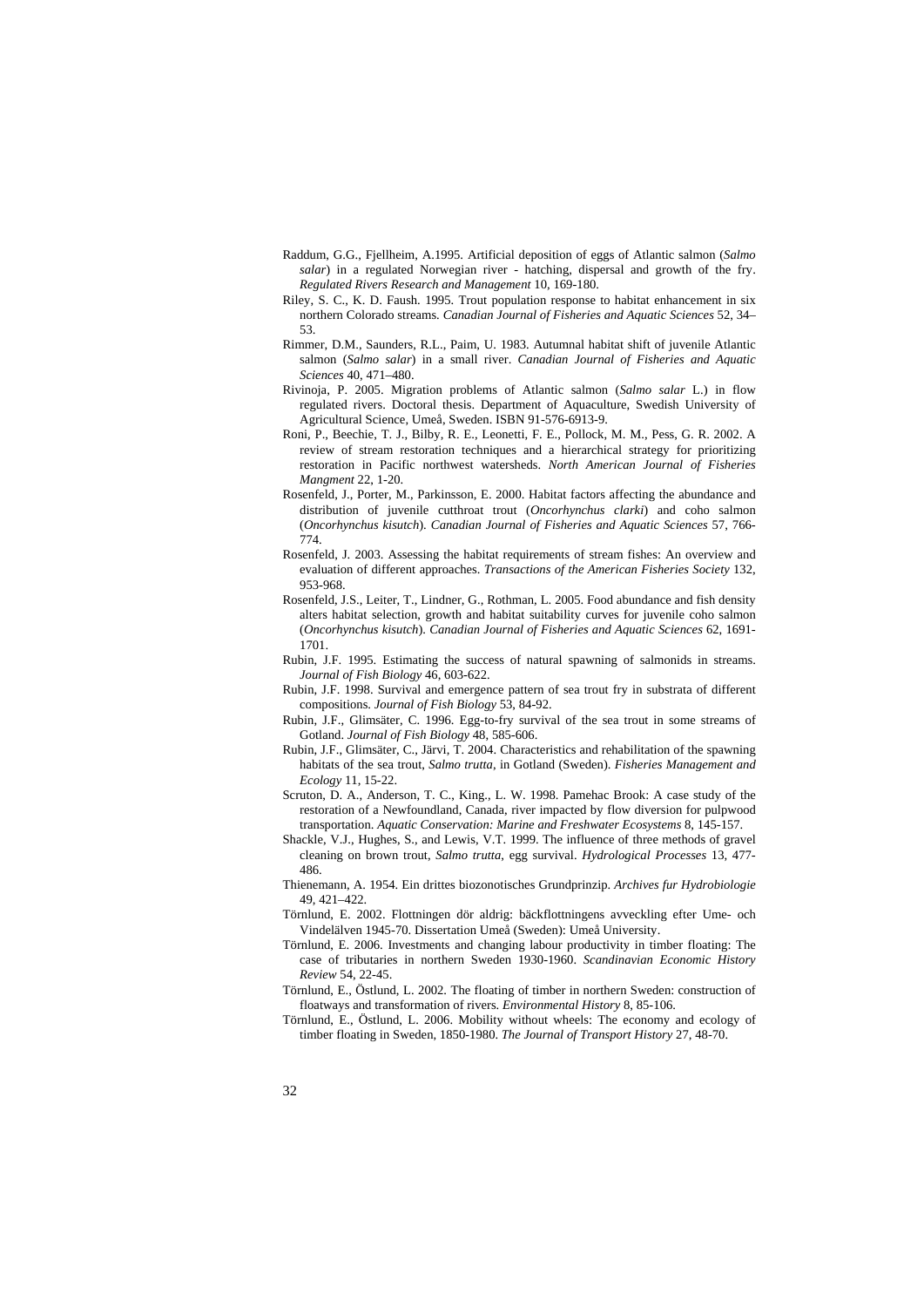Raddum, G.G., Fjellheim, A.1995. Artificial deposition of eggs of Atlantic salmon (*Salmo salar*) in a regulated Norwegian river - hatching, dispersal and growth of the fry. *Regulated Rivers Research and Management* 10, 169-180.

Riley, S. C., K. D. Faush. 1995. Trout population response to habitat enhancement in six northern Colorado streams. *Canadian Journal of Fisheries and Aquatic Sciences* 52, 34–53.

Rimmer, D.M., Saunders, R.L., Paim, U. 1983. Autumnal habitat shift of juvenile Atlantic salmon (*Salmo salar*) in a small river. *Canadian Journal of Fisheries and Aquatic Sciences* 40, 471–480.

Rivinoja, P. 2005. Migration problems of Atlantic salmon (*Salmo salar* L.) in flow regulated rivers. Doctoral thesis. Department of Aquaculture, Swedish University of Agricultural Science, Umeå, Sweden. ISBN 91-576-6913-9.

Roni, P., Beechie, T. J., Bilby, R. E., Leonetti, F. E., Pollock, M. M., Pess, G. R. 2002. A review of stream restoration techniques and a hierarchical strategy for prioritizing restoration in Pacific northwest watersheds. *North American Journal of Fisheries Mangment* 22, 1-20.

Rosenfeld, J., Porter, M., Parkinsson, E. 2000. Habitat factors affecting the abundance and distribution of juvenile cutthroat trout (*Oncorhynchus clarki*) and coho salmon (*Oncorhynchus kisutch*). *Canadian Journal of Fisheries and Aquatic Sciences* 57, 766-774.

Rosenfeld, J. 2003. Assessing the habitat requirements of stream fishes: An overview and evaluation of different approaches. *Transactions of the American Fisheries Society* 132, 953-968.

Rosenfeld, J.S., Leiter, T., Lindner, G., Rothman, L. 2005. Food abundance and fish density alters habitat selection, growth and habitat suitability curves for juvenile coho salmon (*Oncorhynchus kisutch*). *Canadian Journal of Fisheries and Aquatic Sciences* 62, 1691-1701.

Rubin, J.F. 1995. Estimating the success of natural spawning of salmonids in streams. *Journal of Fish Biology* 46, 603-622.

Rubin, J.F. 1998. Survival and emergence pattern of sea trout fry in substrata of different compositions. *Journal of Fish Biology* 53, 84-92.

Rubin, J.F., Glimsäter, C. 1996. Egg-to-fry survival of the sea trout in some streams of Gotland. *Journal of Fish Biology* 48, 585-606.

Rubin, J.F., Glimsäter, C., Järvi, T. 2004. Characteristics and rehabilitation of the spawning habitats of the sea trout, *Salmo trutta*, in Gotland (Sweden). *Fisheries Management and Ecology* 11, 15-22.

Scruton, D. A., Anderson, T. C., King., L. W. 1998. Pamehac Brook: A case study of the restoration of a Newfoundland, Canada, river impacted by flow diversion for pulpwood transportation. *Aquatic Conservation: Marine and Freshwater Ecosystems* 8, 145-157.

Shackle, V.J., Hughes, S., and Lewis, V.T. 1999. The influence of three methods of gravel cleaning on brown trout, *Salmo trutta*, egg survival. *Hydrological Processes* 13, 477-486.

Thienemann, A. 1954. Ein drittes biozonotisches Grundprinzip. *Archives fur Hydrobiologie* 49, 421–422.

Törnlund, E. 2002. Flottningen dör aldrig: bäckflottningens avveckling efter Ume- och Vindelälven 1945-70. Dissertation Umeå (Sweden): Umeå University.

Törnlund, E. 2006. Investments and changing labour productivity in timber floating: The case of tributaries in northern Sweden 1930-1960. *Scandinavian Economic History Review* 54, 22-45.

Törnlund, E., Östlund, L. 2002. The floating of timber in northern Sweden: construction of floatways and transformation of rivers. *Environmental History* 8, 85-106.

Törnlund, E., Östlund, L. 2006. Mobility without wheels: The economy and ecology of timber floating in Sweden, 1850-1980. *The Journal of Transport History* 27, 48-70.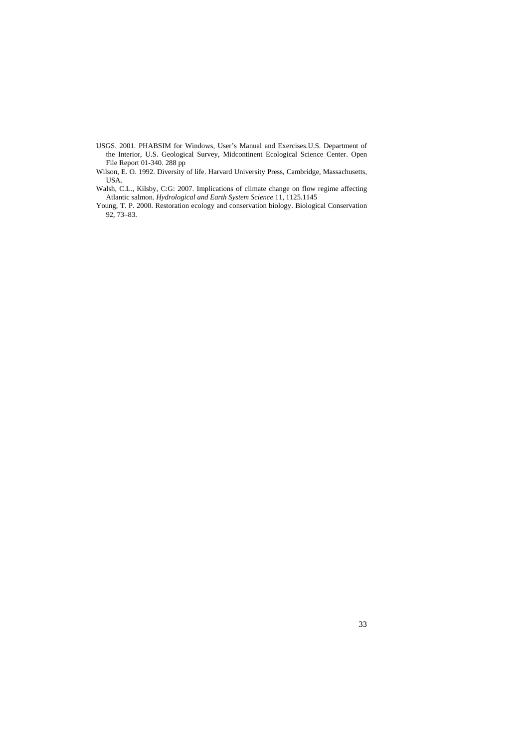USGS. 2001. PHABSIM for Windows, User's Manual and Exercises.U.S. Department of the Interior, U.S. Geological Survey, Midcontinent Ecological Science Center. Open File Report 01-340. 288 pp

Wilson, E. O. 1992. Diversity of life. Harvard University Press, Cambridge, Massachusetts, USA.

Walsh, C.L., Kilsby, C:G: 2007. Implications of climate change on flow regime affecting Atlantic salmon. *Hydrological and Earth System Science* 11, 1125.1145

Young, T. P. 2000. Restoration ecology and conservation biology. Biological Conservation 92, 73–83.